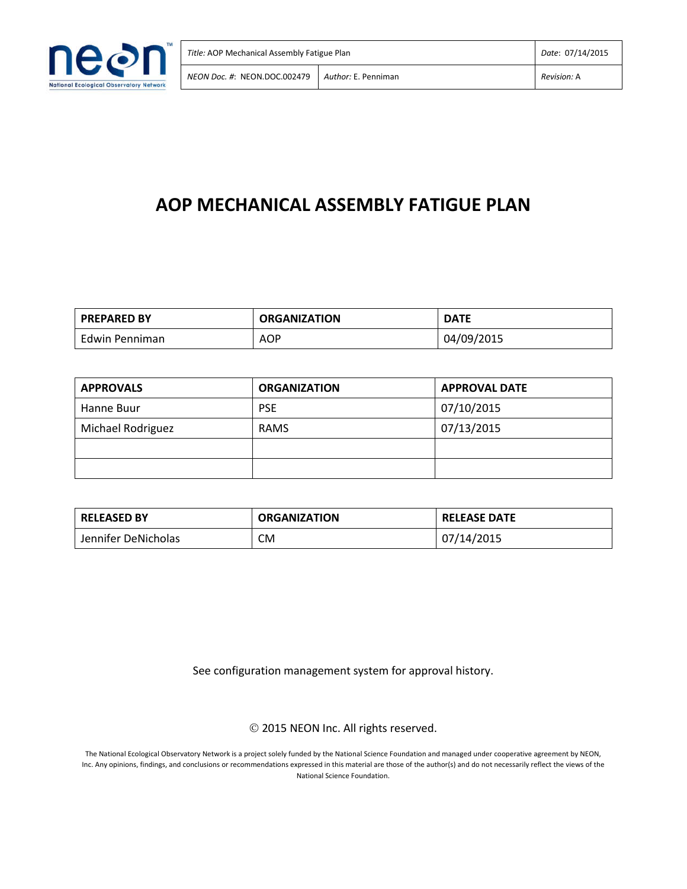| *Title:* AOP Mechanical Assembly Fatigue Plan | | *Date*: 07/14/2015 |
|---|---|---|
| *NEON Doc. #*: NEON.DOC.002479 | *Author:* E. Penniman | *Revision:* A |

# AOP MECHANICAL ASSEMBLY FATIGUE PLAN

| PREPARED BY | ORGANIZATION | DATE |
|---|---|---|
| Edwin Penniman | AOP | 04/09/2015 |

| APPROVALS | ORGANIZATION | APPROVAL DATE |
|---|---|---|
| Hanne Buur | PSE | 07/10/2015 |
| Michael Rodriguez | RAMS | 07/13/2015 |
| | | |
| | | |

| RELEASED BY | ORGANIZATION | RELEASE DATE |
|---|---|---|
| Jennifer DeNicholas | CM | 07/14/2015 |

See configuration management system for approval history.

© 2015 NEON Inc. All rights reserved.

The National Ecological Observatory Network is a project solely funded by the National Science Foundation and managed under cooperative agreement by NEON, Inc. Any opinions, findings, and conclusions or recommendations expressed in this material are those of the author(s) and do not necessarily reflect the views of the National Science Foundation.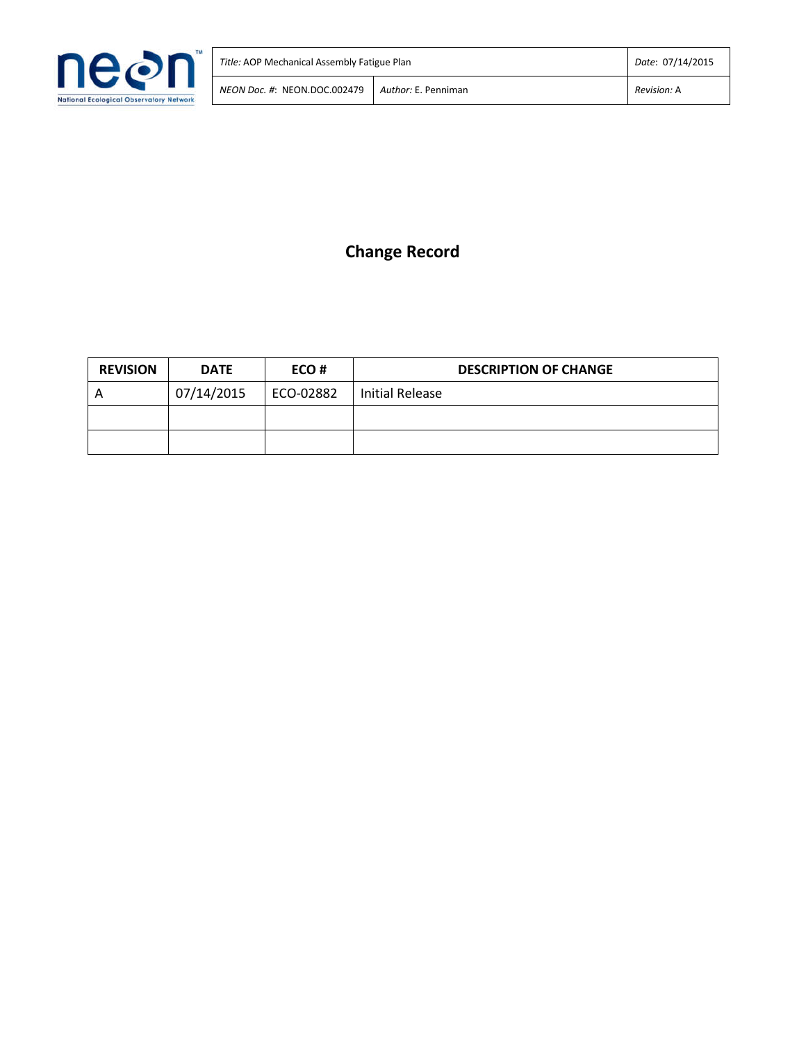# Change Record

| REVISION | DATE | ECO # | DESCRIPTION OF CHANGE |
|---|---|---|---|
| A | 07/14/2015 | ECO-02882 | Initial Release |
| | | | |
| | | | |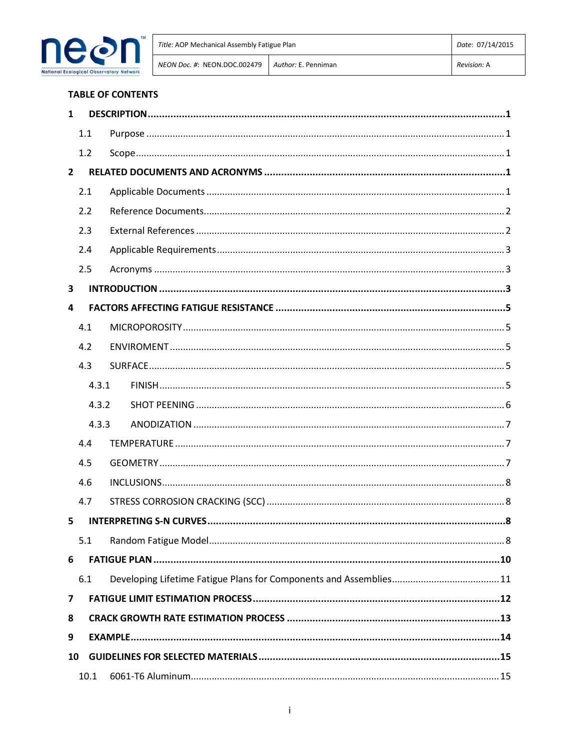## TABLE OF CONTENTS

**1 DESCRIPTION ........................................................................................................1**

1.1 Purpose ........................................................................................................1

1.2 Scope ........................................................................................................1

**2 RELATED DOCUMENTS AND ACRONYMS ........................................................................1**

2.1 Applicable Documents ........................................................................................1

2.2 Reference Documents ........................................................................................2

2.3 External References ........................................................................................2

2.4 Applicable Requirements ........................................................................................3

2.5 Acronyms ........................................................................................................3

**3 INTRODUCTION ........................................................................................................3**

**4 FACTORS AFFECTING FATIGUE RESISTANCE ........................................................................5**

4.1 MICROPOROSITY ........................................................................................................5

4.2 ENVIROMENT ........................................................................................................5

4.3 SURFACE ........................................................................................................5

4.3.1 FINISH ........................................................................................................5

4.3.2 SHOT PEENING ........................................................................................................6

4.3.3 ANODIZATION ........................................................................................................7

4.4 TEMPERATURE ........................................................................................................7

4.5 GEOMETRY ........................................................................................................7

4.6 INCLUSIONS ........................................................................................................8

4.7 STRESS CORROSION CRACKING (SCC) ........................................................................8

**5 INTERPRETING S-N CURVES ........................................................................................8**

5.1 Random Fatigue Model ........................................................................................8

**6 FATIGUE PLAN ........................................................................................................10**

6.1 Developing Lifetime Fatigue Plans for Components and Assemblies ........................................11

**7 FATIGUE LIMIT ESTIMATION PROCESS ........................................................................12**

**8 CRACK GROWTH RATE ESTIMATION PROCESS ........................................................................13**

**9 EXAMPLE ........................................................................................................14**

**10 GUIDELINES FOR SELECTED MATERIALS ........................................................................15**

10.1 6061-T6 Aluminum ........................................................................................................15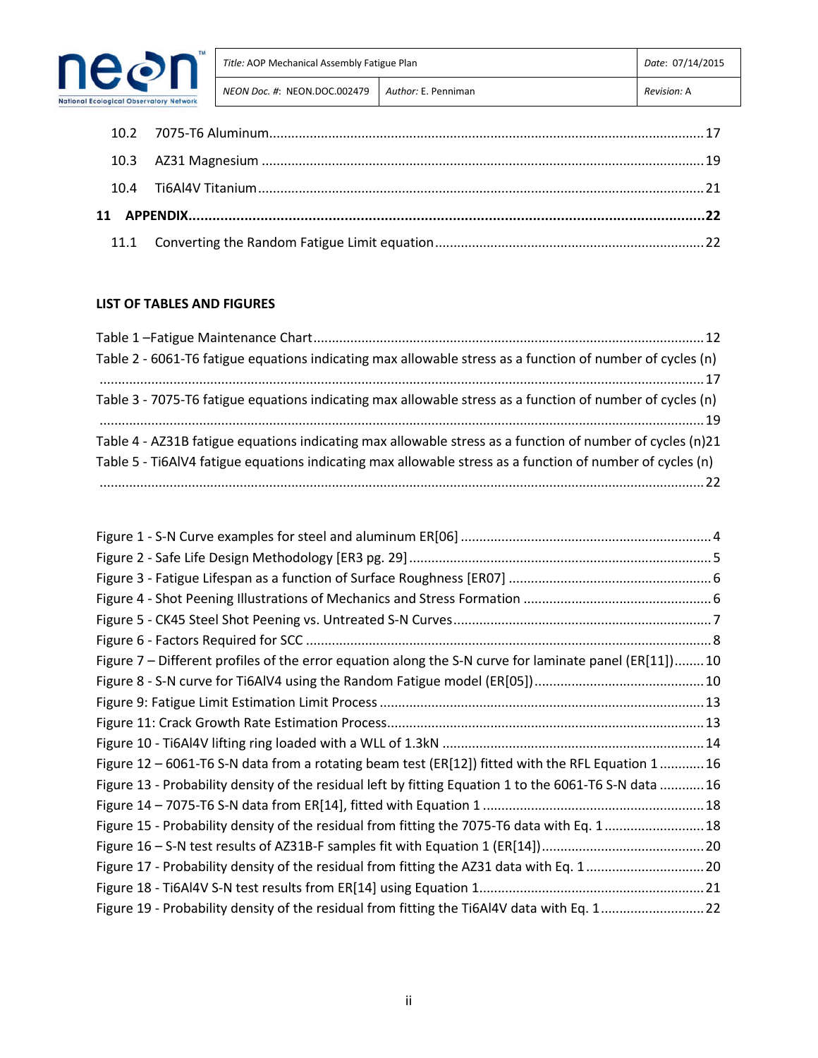10.2 7075-T6 Aluminum ....................................................................................................................17

10.3 AZ31 Magnesium ......................................................................................................................19

10.4 Ti6Al4V Titanium .......................................................................................................................21

**11 APPENDIX.................................................................................................................................22**

11.1 Converting the Random Fatigue Limit equation ........................................................................22

**LIST OF TABLES AND FIGURES**

Table 1 –Fatigue Maintenance Chart ........................................................................................................12
Table 2 - 6061-T6 fatigue equations indicating max allowable stress as a function of number of cycles (n) ..................................................................................................................................................................17
Table 3 - 7075-T6 fatigue equations indicating max allowable stress as a function of number of cycles (n) ..................................................................................................................................................................19
Table 4 - AZ31B fatigue equations indicating max allowable stress as a function of number of cycles (n)21
Table 5 - Ti6AlV4 fatigue equations indicating max allowable stress as a function of number of cycles (n) ..................................................................................................................................................................22

Figure 1 - S-N Curve examples for steel and aluminum ER[06] ...................................................................4
Figure 2 - Safe Life Design Methodology [ER3 pg. 29] .................................................................................5
Figure 3 - Fatigue Lifespan as a function of Surface Roughness [ER07] .......................................................6
Figure 4 - Shot Peening Illustrations of Mechanics and Stress Formation ...................................................6
Figure 5 - CK45 Steel Shot Peening vs. Untreated S-N Curves......................................................................7
Figure 6 - Factors Required for SCC ............................................................................................................8
Figure 7 – Different profiles of the error equation along the S-N curve for laminate panel (ER[11])........10
Figure 8 - S-N curve for Ti6AlV4 using the Random Fatigue model (ER[05]).............................................10
Figure 9: Fatigue Limit Estimation Limit Process .......................................................................................13
Figure 11: Crack Growth Rate Estimation Process.....................................................................................13
Figure 10 - Ti6Al4V lifting ring loaded with a WLL of 1.3kN ......................................................................14
Figure 12 – 6061-T6 S-N data from a rotating beam test (ER[12]) fitted with the RFL Equation 1 ............16
Figure 13 - Probability density of the residual left by fitting Equation 1 to the 6061-T6 S-N data ............16
Figure 14 – 7075-T6 S-N data from ER[14], fitted with Equation 1 ...........................................................18
Figure 15 - Probability density of the residual from fitting the 7075-T6 data with Eq. 1 ...........................18
Figure 16 – S-N test results of AZ31B-F samples fit with Equation 1 (ER[14])...........................................20
Figure 17 - Probability density of the residual from fitting the AZ31 data with Eq. 1 ................................20
Figure 18 - Ti6Al4V S-N test results from ER[14] using Equation 1............................................................21
Figure 19 - Probability density of the residual from fitting the Ti6Al4V data with Eq. 1 ............................22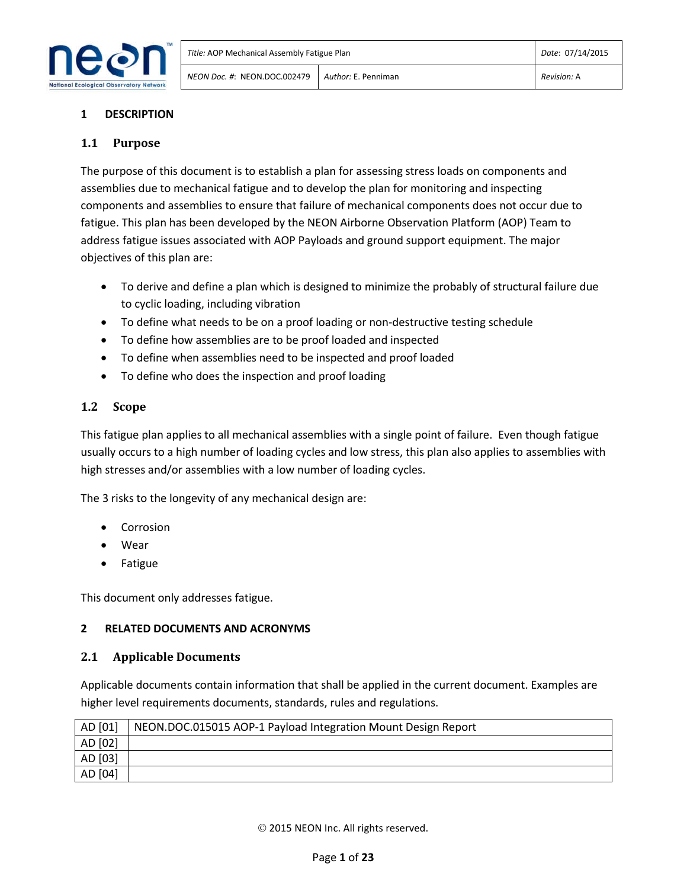## 1 DESCRIPTION

### 1.1 Purpose

The purpose of this document is to establish a plan for assessing stress loads on components and assemblies due to mechanical fatigue and to develop the plan for monitoring and inspecting components and assemblies to ensure that failure of mechanical components does not occur due to fatigue. This plan has been developed by the NEON Airborne Observation Platform (AOP) Team to address fatigue issues associated with AOP Payloads and ground support equipment. The major objectives of this plan are:

- To derive and define a plan which is designed to minimize the probably of structural failure due to cyclic loading, including vibration
- To define what needs to be on a proof loading or non-destructive testing schedule
- To define how assemblies are to be proof loaded and inspected
- To define when assemblies need to be inspected and proof loaded
- To define who does the inspection and proof loading

### 1.2 Scope

This fatigue plan applies to all mechanical assemblies with a single point of failure. Even though fatigue usually occurs to a high number of loading cycles and low stress, this plan also applies to assemblies with high stresses and/or assemblies with a low number of loading cycles.

The 3 risks to the longevity of any mechanical design are:

- Corrosion
- Wear
- Fatigue

This document only addresses fatigue.

## 2 RELATED DOCUMENTS AND ACRONYMS

### 2.1 Applicable Documents

Applicable documents contain information that shall be applied in the current document. Examples are higher level requirements documents, standards, rules and regulations.

| | |
|---|---|
| AD [01] | NEON.DOC.015015 AOP-1 Payload Integration Mount Design Report |
| AD [02] | |
| AD [03] | |
| AD [04] | |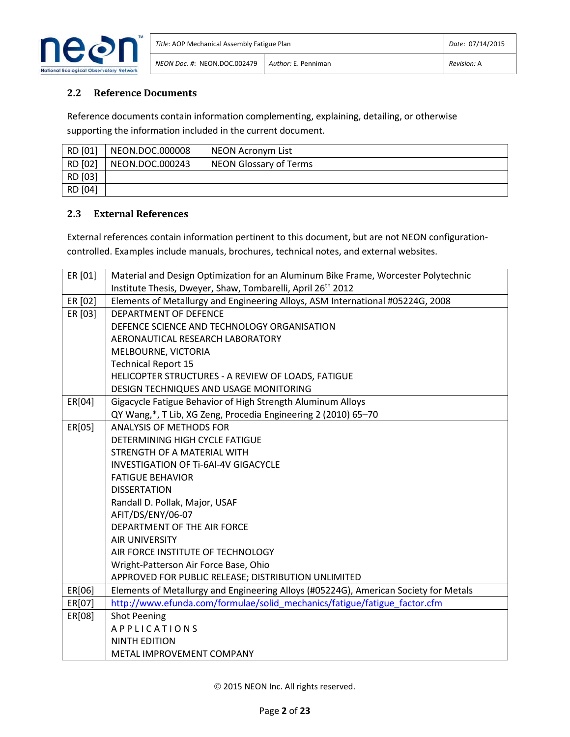## 2.2 Reference Documents

Reference documents contain information complementing, explaining, detailing, or otherwise supporting the information included in the current document.

| | | |
|---|---|---|
| RD [01] | NEON.DOC.000008 | NEON Acronym List |
| RD [02] | NEON.DOC.000243 | NEON Glossary of Terms |
| RD [03] | | |
| RD [04] | | |

## 2.3 External References

External references contain information pertinent to this document, but are not NEON configuration-controlled. Examples include manuals, brochures, technical notes, and external websites.

| | |
|---|---|
| ER [01] | Material and Design Optimization for an Aluminum Bike Frame, Worcester Polytechnic Institute Thesis, Dweyer, Shaw, Tombarelli, April 26th 2012 |
| ER [02] | Elements of Metallurgy and Engineering Alloys, ASM International #05224G, 2008 |
| ER [03] | DEPARTMENT OF DEFENCE<br>DEFENCE SCIENCE AND TECHNOLOGY ORGANISATION<br>AERONAUTICAL RESEARCH LABORATORY<br>MELBOURNE, VICTORIA<br>Technical Report 15<br>HELICOPTER STRUCTURES - A REVIEW OF LOADS, FATIGUE DESIGN TECHNIQUES AND USAGE MONITORING |
| ER[04] | Gigacycle Fatigue Behavior of High Strength Aluminum Alloys<br>QY Wang,*, T Lib, XG Zeng, Procedia Engineering 2 (2010) 65–70 |
| ER[05] | ANALYSIS OF METHODS FOR DETERMINING HIGH CYCLE FATIGUE STRENGTH OF A MATERIAL WITH INVESTIGATION OF Ti-6Al-4V GIGACYCLE FATIGUE BEHAVIOR<br>DISSERTATION<br>Randall D. Pollak, Major, USAF<br>AFIT/DS/ENY/06-07<br>DEPARTMENT OF THE AIR FORCE<br>AIR UNIVERSITY<br>AIR FORCE INSTITUTE OF TECHNOLOGY<br>Wright-Patterson Air Force Base, Ohio<br>APPROVED FOR PUBLIC RELEASE; DISTRIBUTION UNLIMITED |
| ER[06] | Elements of Metallurgy and Engineering Alloys (#05224G), American Society for Metals |
| ER[07] | http://www.efunda.com/formulae/solid_mechanics/fatigue/fatigue_factor.cfm |
| ER[08] | Shot Peening<br>A P P L I C A T I O N S<br>NINTH EDITION<br>METAL IMPROVEMENT COMPANY |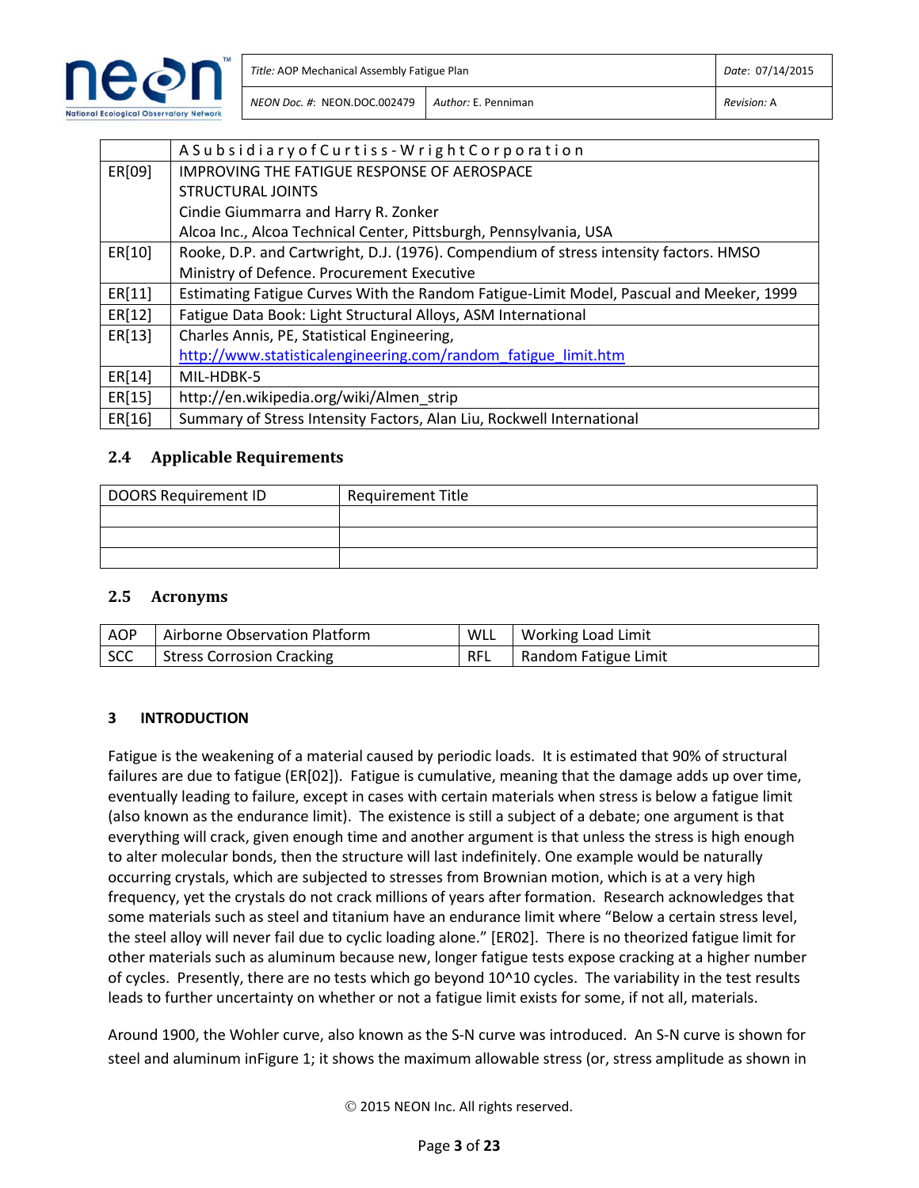|  | A Subsidiary of Curtiss-Wright Corporation |
|---|---|
| ER[09] | IMPROVING THE FATIGUE RESPONSE OF AEROSPACE STRUCTURAL JOINTS<br>Cindie Giummarra and Harry R. Zonker<br>Alcoa Inc., Alcoa Technical Center, Pittsburgh, Pennsylvania, USA |
| ER[10] | Rooke, D.P. and Cartwright, D.J. (1976). Compendium of stress intensity factors. HMSO Ministry of Defence. Procurement Executive |
| ER[11] | Estimating Fatigue Curves With the Random Fatigue-Limit Model, Pascual and Meeker, 1999 |
| ER[12] | Fatigue Data Book: Light Structural Alloys, ASM International |
| ER[13] | Charles Annis, PE, Statistical Engineering,<br>http://www.statisticalengineering.com/random_fatigue_limit.htm |
| ER[14] | MIL-HDBK-5 |
| ER[15] | http://en.wikipedia.org/wiki/Almen_strip |
| ER[16] | Summary of Stress Intensity Factors, Alan Liu, Rockwell International |

### 2.4 Applicable Requirements

| DOORS Requirement ID | Requirement Title |
|---|---|
|  |  |
|  |  |
|  |  |

### 2.5 Acronyms

| AOP | Airborne Observation Platform | WLL | Working Load Limit |
|---|---|---|---|
| SCC | Stress Corrosion Cracking | RFL | Random Fatigue Limit |

## 3 INTRODUCTION

Fatigue is the weakening of a material caused by periodic loads. It is estimated that 90% of structural failures are due to fatigue (ER[02]). Fatigue is cumulative, meaning that the damage adds up over time, eventually leading to failure, except in cases with certain materials when stress is below a fatigue limit (also known as the endurance limit). The existence is still a subject of a debate; one argument is that everything will crack, given enough time and another argument is that unless the stress is high enough to alter molecular bonds, then the structure will last indefinitely. One example would be naturally occurring crystals, which are subjected to stresses from Brownian motion, which is at a very high frequency, yet the crystals do not crack millions of years after formation. Research acknowledges that some materials such as steel and titanium have an endurance limit where "Below a certain stress level, the steel alloy will never fail due to cyclic loading alone." [ER02]. There is no theorized fatigue limit for other materials such as aluminum because new, longer fatigue tests expose cracking at a higher number of cycles. Presently, there are no tests which go beyond 10^10 cycles. The variability in the test results leads to further uncertainty on whether or not a fatigue limit exists for some, if not all, materials.

Around 1900, the Wohler curve, also known as the S-N curve was introduced. An S-N curve is shown for steel and aluminum inFigure 1; it shows the maximum allowable stress (or, stress amplitude as shown in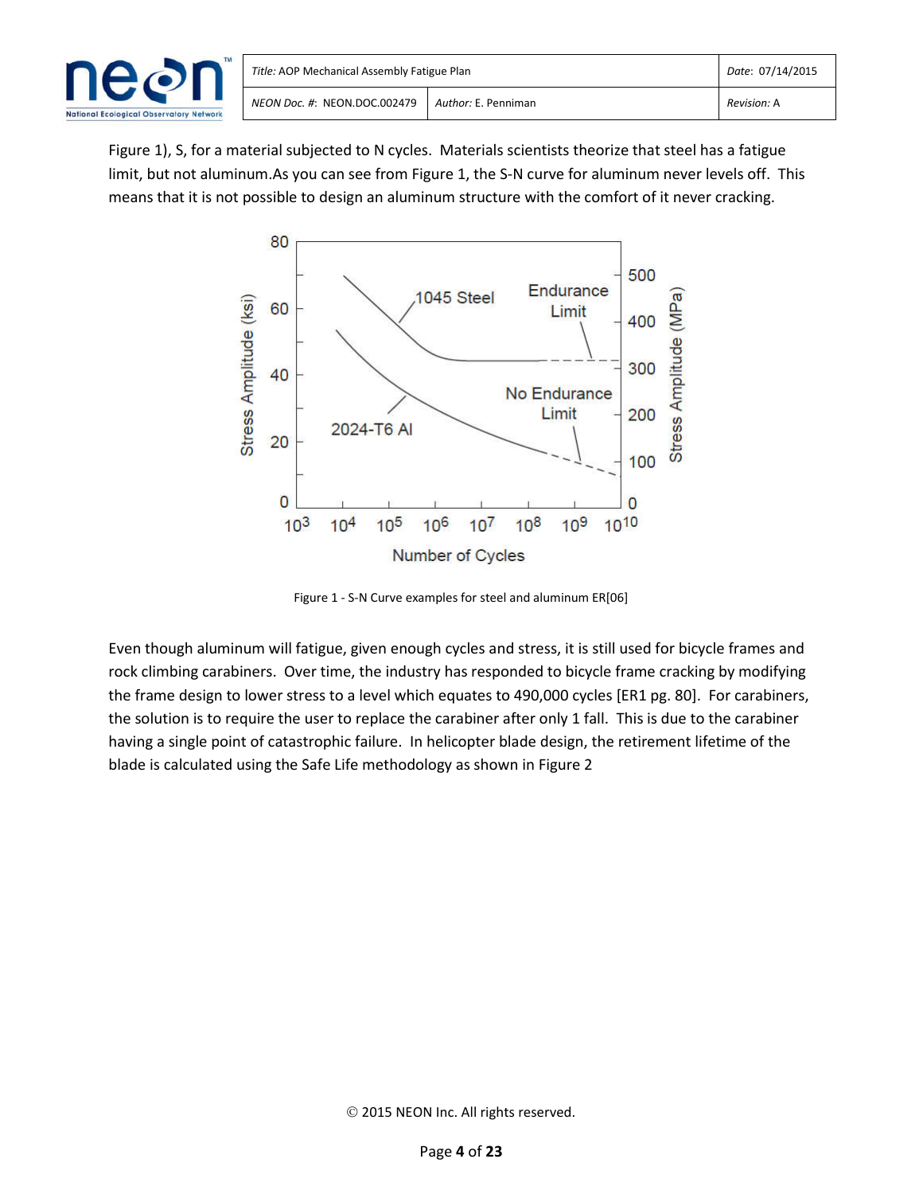Figure 1), S, for a material subjected to N cycles. Materials scientists theorize that steel has a fatigue limit, but not aluminum.As you can see from Figure 1, the S-N curve for aluminum never levels off. This means that it is not possible to design an aluminum structure with the comfort of it never cracking.

Figure 1 - S-N Curve examples for steel and aluminum ER[06]

Even though aluminum will fatigue, given enough cycles and stress, it is still used for bicycle frames and rock climbing carabiners. Over time, the industry has responded to bicycle frame cracking by modifying the frame design to lower stress to a level which equates to 490,000 cycles [ER1 pg. 80]. For carabiners, the solution is to require the user to replace the carabiner after only 1 fall. This is due to the carabiner having a single point of catastrophic failure. In helicopter blade design, the retirement lifetime of the blade is calculated using the Safe Life methodology as shown in Figure 2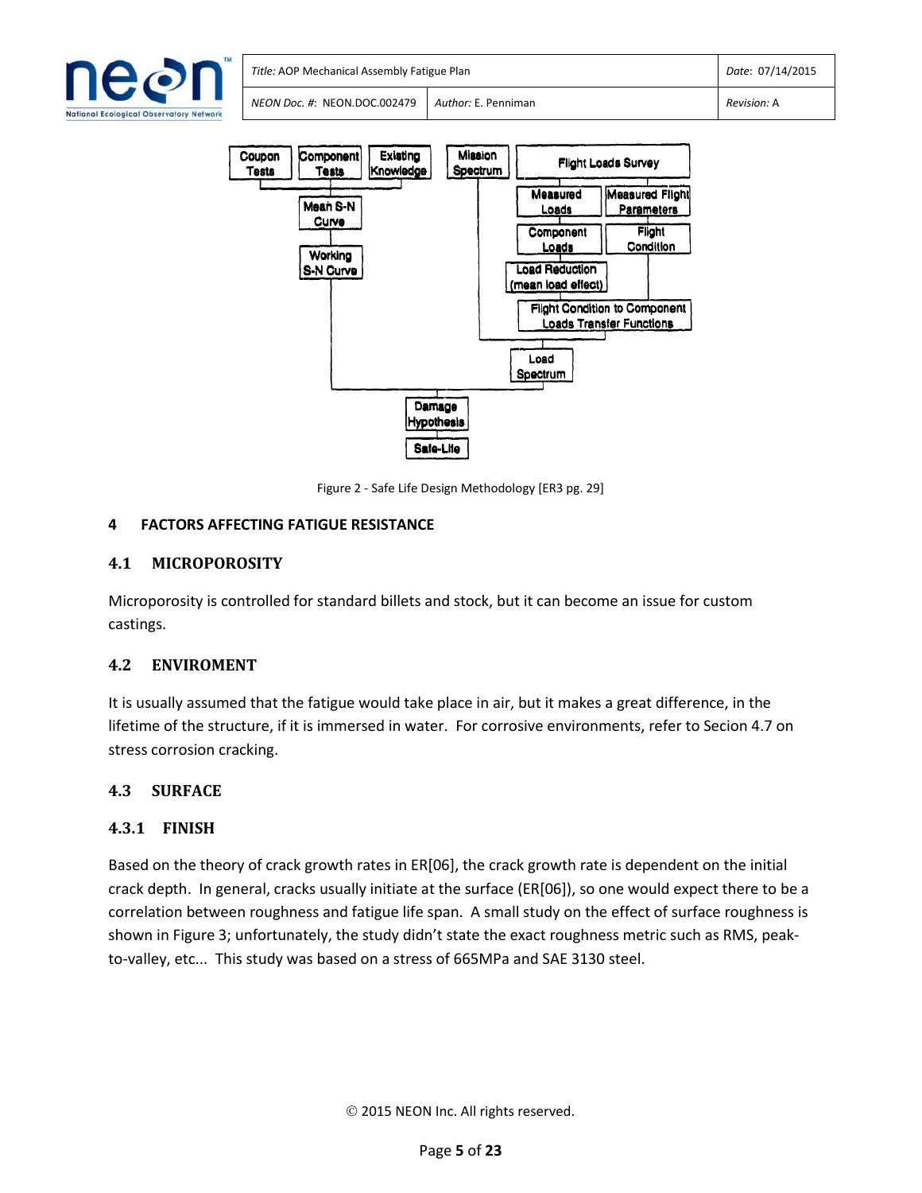Figure 2 - Safe Life Design Methodology [ER3 pg. 29]

## 4 FACTORS AFFECTING FATIGUE RESISTANCE

### 4.1 MICROPOROSITY

Microporosity is controlled for standard billets and stock, but it can become an issue for custom castings.

### 4.2 ENVIROMENT

It is usually assumed that the fatigue would take place in air, but it makes a great difference, in the lifetime of the structure, if it is immersed in water. For corrosive environments, refer to Secion 4.7 on stress corrosion cracking.

### 4.3 SURFACE

#### 4.3.1 FINISH

Based on the theory of crack growth rates in ER[06], the crack growth rate is dependent on the initial crack depth. In general, cracks usually initiate at the surface (ER[06]), so one would expect there to be a correlation between roughness and fatigue life span. A small study on the effect of surface roughness is shown in Figure 3; unfortunately, the study didn't state the exact roughness metric such as RMS, peak-to-valley, etc... This study was based on a stress of 665MPa and SAE 3130 steel.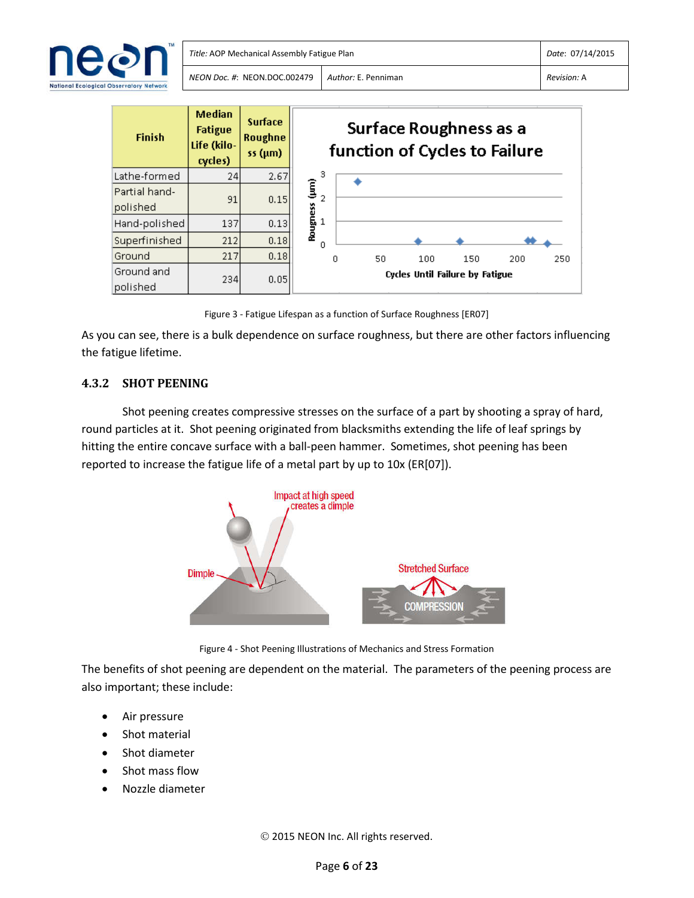| Finish | Median Fatigue Life (kilo-cycles) | Surface Roughness (μm) |
|---|---|---|
| Lathe-formed | 24 | 2.67 |
| Partial hand-polished | 91 | 0.15 |
| Hand-polished | 137 | 0.13 |
| Superfinished | 212 | 0.18 |
| Ground | 217 | 0.18 |
| Ground and polished | 234 | 0.05 |

Figure 3 - Fatigue Lifespan as a function of Surface Roughness [ER07]

As you can see, there is a bulk dependence on surface roughness, but there are other factors influencing the fatigue lifetime.

### 4.3.2 SHOT PEENING

Shot peening creates compressive stresses on the surface of a part by shooting a spray of hard, round particles at it. Shot peening originated from blacksmiths extending the life of leaf springs by hitting the entire concave surface with a ball-peen hammer. Sometimes, shot peening has been reported to increase the fatigue life of a metal part by up to 10x (ER[07]).

Figure 4 - Shot Peening Illustrations of Mechanics and Stress Formation

The benefits of shot peening are dependent on the material. The parameters of the peening process are also important; these include:

- Air pressure
- Shot material
- Shot diameter
- Shot mass flow
- Nozzle diameter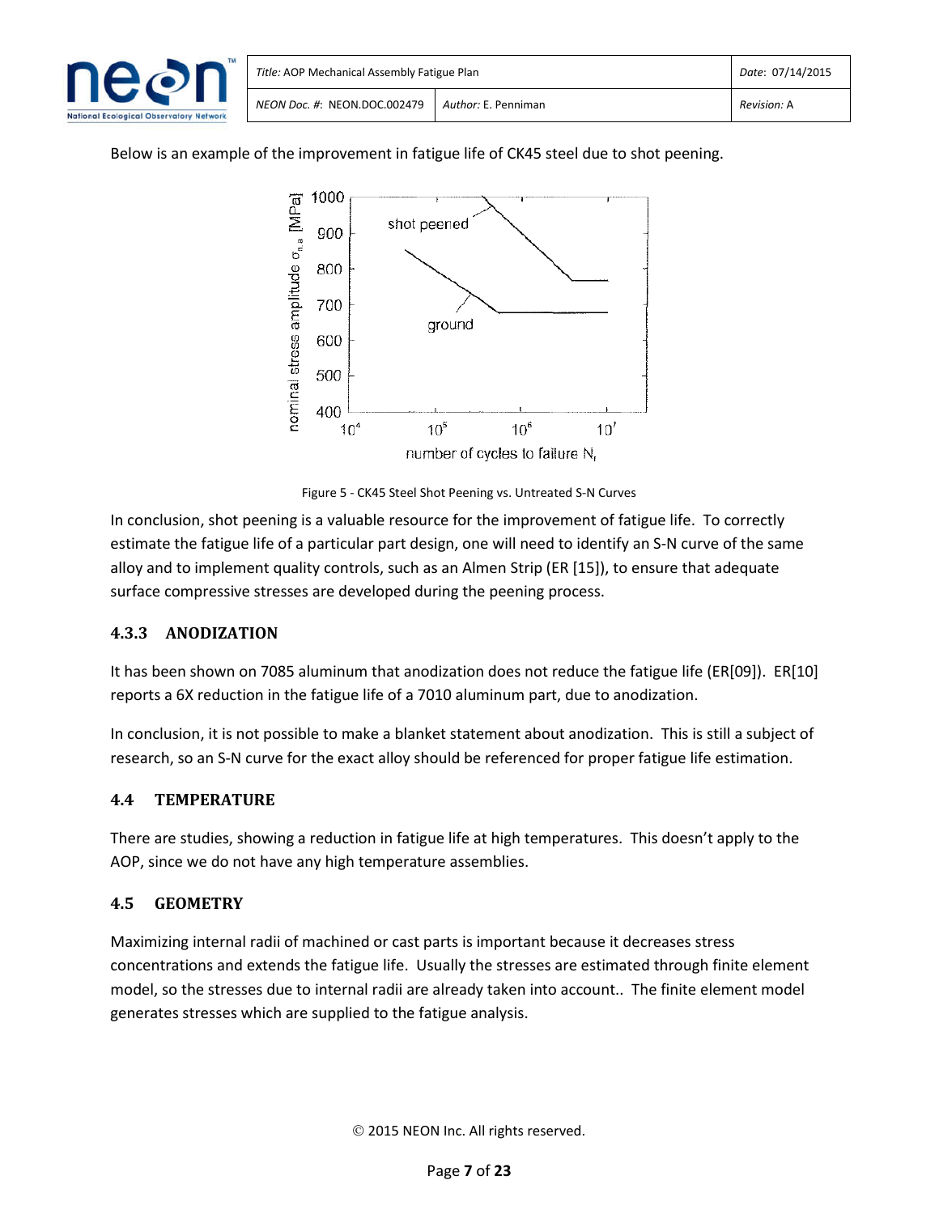Below is an example of the improvement in fatigue life of CK45 steel due to shot peening.

Figure 5 - CK45 Steel Shot Peening vs. Untreated S-N Curves

In conclusion, shot peening is a valuable resource for the improvement of fatigue life. To correctly estimate the fatigue life of a particular part design, one will need to identify an S-N curve of the same alloy and to implement quality controls, such as an Almen Strip (ER [15]), to ensure that adequate surface compressive stresses are developed during the peening process.

### 4.3.3 ANODIZATION

It has been shown on 7085 aluminum that anodization does not reduce the fatigue life (ER[09]). ER[10] reports a 6X reduction in the fatigue life of a 7010 aluminum part, due to anodization.

In conclusion, it is not possible to make a blanket statement about anodization. This is still a subject of research, so an S-N curve for the exact alloy should be referenced for proper fatigue life estimation.

## 4.4 TEMPERATURE

There are studies, showing a reduction in fatigue life at high temperatures. This doesn't apply to the AOP, since we do not have any high temperature assemblies.

## 4.5 GEOMETRY

Maximizing internal radii of machined or cast parts is important because it decreases stress concentrations and extends the fatigue life. Usually the stresses are estimated through finite element model, so the stresses due to internal radii are already taken into account.. The finite element model generates stresses which are supplied to the fatigue analysis.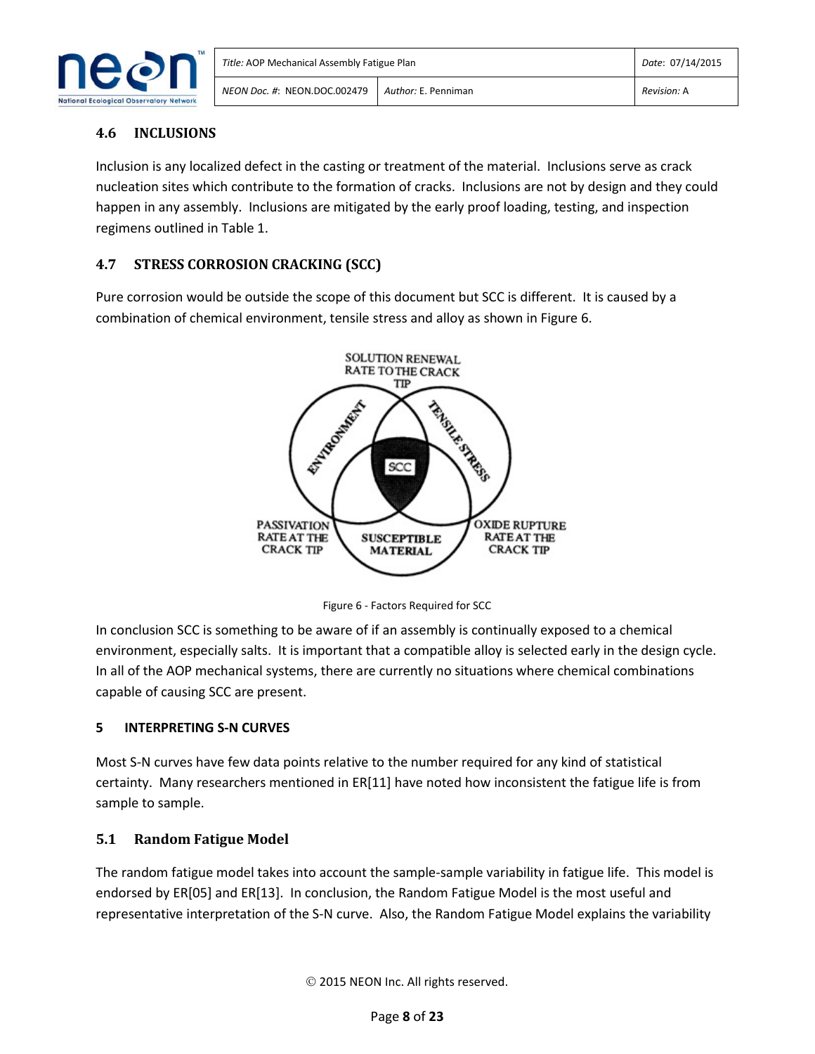## 4.6 INCLUSIONS

Inclusion is any localized defect in the casting or treatment of the material. Inclusions serve as crack nucleation sites which contribute to the formation of cracks. Inclusions are not by design and they could happen in any assembly. Inclusions are mitigated by the early proof loading, testing, and inspection regimens outlined in Table 1.

## 4.7 STRESS CORROSION CRACKING (SCC)

Pure corrosion would be outside the scope of this document but SCC is different. It is caused by a combination of chemical environment, tensile stress and alloy as shown in Figure 6.

Figure 6 - Factors Required for SCC

In conclusion SCC is something to be aware of if an assembly is continually exposed to a chemical environment, especially salts. It is important that a compatible alloy is selected early in the design cycle. In all of the AOP mechanical systems, there are currently no situations where chemical combinations capable of causing SCC are present.

# 5 INTERPRETING S-N CURVES

Most S-N curves have few data points relative to the number required for any kind of statistical certainty. Many researchers mentioned in ER[11] have noted how inconsistent the fatigue life is from sample to sample.

## 5.1 Random Fatigue Model

The random fatigue model takes into account the sample-sample variability in fatigue life. This model is endorsed by ER[05] and ER[13]. In conclusion, the Random Fatigue Model is the most useful and representative interpretation of the S-N curve. Also, the Random Fatigue Model explains the variability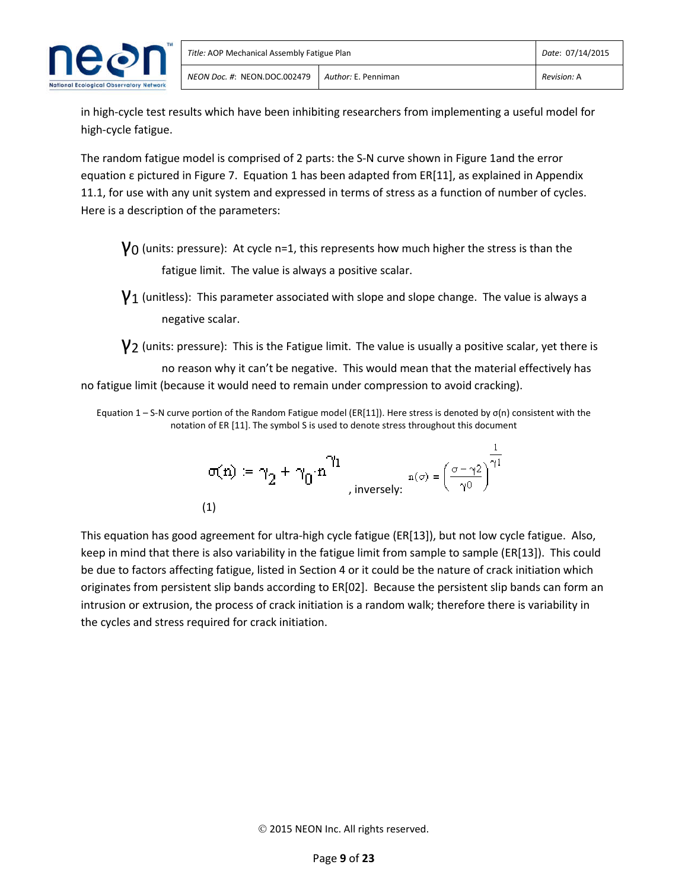in high-cycle test results which have been inhibiting researchers from implementing a useful model for high-cycle fatigue.

The random fatigue model is comprised of 2 parts: the S-N curve shown in Figure 1and the error equation ε pictured in Figure 7. Equation 1 has been adapted from ER[11], as explained in Appendix 11.1, for use with any unit system and expressed in terms of stress as a function of number of cycles. Here is a description of the parameters:

$\gamma_0$ (units: pressure): At cycle n=1, this represents how much higher the stress is than the fatigue limit. The value is always a positive scalar.

$\gamma_1$ (unitless): This parameter associated with slope and slope change. The value is always a negative scalar.

$\gamma_2$ (units: pressure): This is the Fatigue limit. The value is usually a positive scalar, yet there is no reason why it can't be negative. This would mean that the material effectively has no fatigue limit (because it would need to remain under compression to avoid cracking).

Equation 1 – S-N curve portion of the Random Fatigue model (ER[11]). Here stress is denoted by σ(n) consistent with the notation of ER [11]. The symbol S is used to denote stress throughout this document

$$\sigma(n) := \gamma_2 + \gamma_0 \cdot n^{\gamma_1} \quad \text{, inversely:} \quad n(\sigma) = \left(\frac{\sigma - \gamma 2}{\gamma 0}\right)^{\frac{1}{\gamma 1}} \tag{1}$$

This equation has good agreement for ultra-high cycle fatigue (ER[13]), but not low cycle fatigue. Also, keep in mind that there is also variability in the fatigue limit from sample to sample (ER[13]). This could be due to factors affecting fatigue, listed in Section 4 or it could be the nature of crack initiation which originates from persistent slip bands according to ER[02]. Because the persistent slip bands can form an intrusion or extrusion, the process of crack initiation is a random walk; therefore there is variability in the cycles and stress required for crack initiation.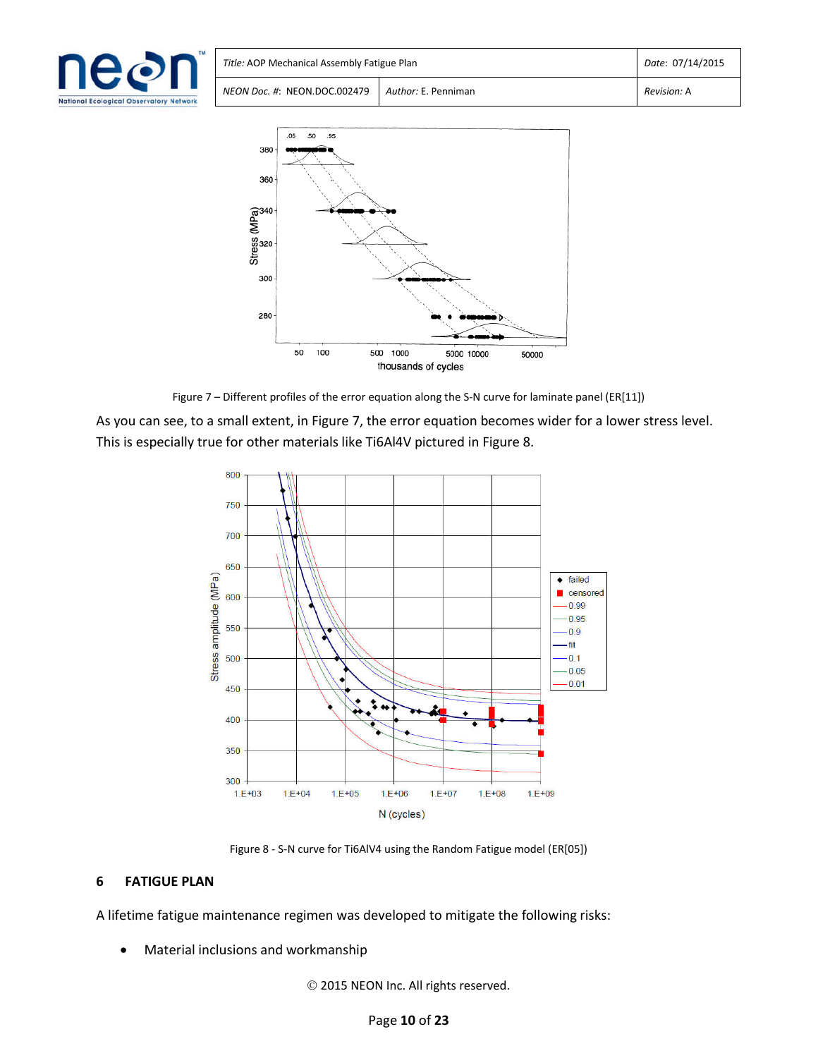Figure 7 – Different profiles of the error equation along the S-N curve for laminate panel (ER[11])

As you can see, to a small extent, in Figure 7, the error equation becomes wider for a lower stress level. This is especially true for other materials like Ti6Al4V pictured in Figure 8.

Figure 8 - S-N curve for Ti6AlV4 using the Random Fatigue model (ER[05])

## 6 FATIGUE PLAN

A lifetime fatigue maintenance regimen was developed to mitigate the following risks:

- Material inclusions and workmanship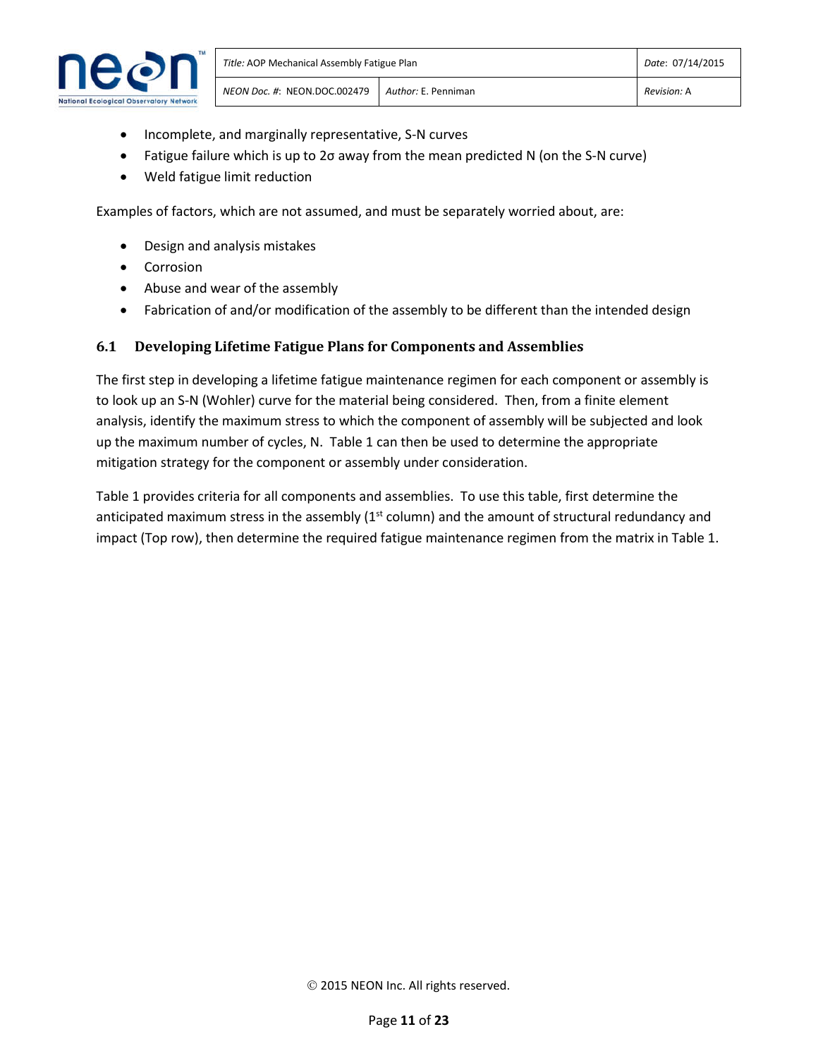- Incomplete, and marginally representative, S-N curves
- Fatigue failure which is up to 2σ away from the mean predicted N (on the S-N curve)
- Weld fatigue limit reduction

Examples of factors, which are not assumed, and must be separately worried about, are:

- Design and analysis mistakes
- Corrosion
- Abuse and wear of the assembly
- Fabrication of and/or modification of the assembly to be different than the intended design

### 6.1 Developing Lifetime Fatigue Plans for Components and Assemblies

The first step in developing a lifetime fatigue maintenance regimen for each component or assembly is to look up an S-N (Wohler) curve for the material being considered. Then, from a finite element analysis, identify the maximum stress to which the component of assembly will be subjected and look up the maximum number of cycles, N. Table 1 can then be used to determine the appropriate mitigation strategy for the component or assembly under consideration.

Table 1 provides criteria for all components and assemblies. To use this table, first determine the anticipated maximum stress in the assembly (1st column) and the amount of structural redundancy and impact (Top row), then determine the required fatigue maintenance regimen from the matrix in Table 1.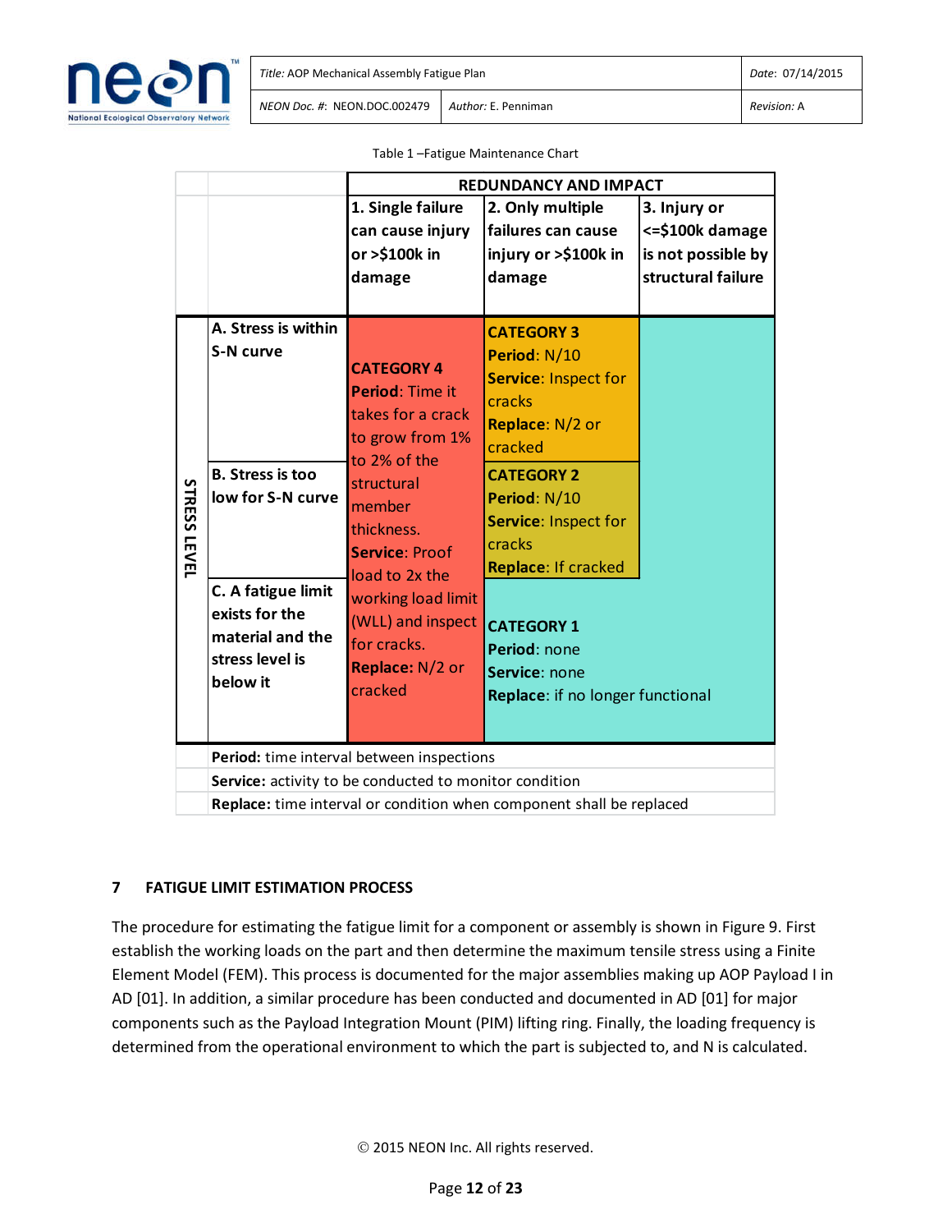Table 1 –Fatigue Maintenance Chart

| | | REDUNDANCY AND IMPACT | | |
|---|---|---|---|---|
| | | **1. Single failure can cause injury or >$100k in damage** | **2. Only multiple failures can cause injury or >$100k in damage** | **3. Injury or <=$100k damage is not possible by structural failure** |
| **STRESS LEVEL** | **A. Stress is within S-N curve** | **CATEGORY 4** **Period**: Time it takes for a crack to grow from 1% to 2% of the structural member thickness. **Service**: Proof load to 2x the working load limit (WLL) and inspect for cracks. **Replace**: N/2 or cracked | **CATEGORY 3** **Period**: N/10 **Service**: Inspect for cracks **Replace**: N/2 or cracked | **CATEGORY 1** **Period**: none **Service**: none **Replace**: if no longer functional |
| | **B. Stress is too low for S-N curve** | **CATEGORY 4** (as above) | **CATEGORY 2** **Period**: N/10 **Service**: Inspect for cracks **Replace**: If cracked | **CATEGORY 1** (as above) |
| | **C. A fatigue limit exists for the material and the stress level is below it** | **CATEGORY 4** (as above) | **CATEGORY 1** (as above) | **CATEGORY 1** (as above) |
| | **Period:** time interval between inspections | | | |
| | **Service:** activity to be conducted to monitor condition | | | |
| | **Replace:** time interval or condition when component shall be replaced | | | |

## 7 FATIGUE LIMIT ESTIMATION PROCESS

The procedure for estimating the fatigue limit for a component or assembly is shown in Figure 9. First establish the working loads on the part and then determine the maximum tensile stress using a Finite Element Model (FEM). This process is documented for the major assemblies making up AOP Payload I in AD [01]. In addition, a similar procedure has been conducted and documented in AD [01] for major components such as the Payload Integration Mount (PIM) lifting ring. Finally, the loading frequency is determined from the operational environment to which the part is subjected to, and N is calculated.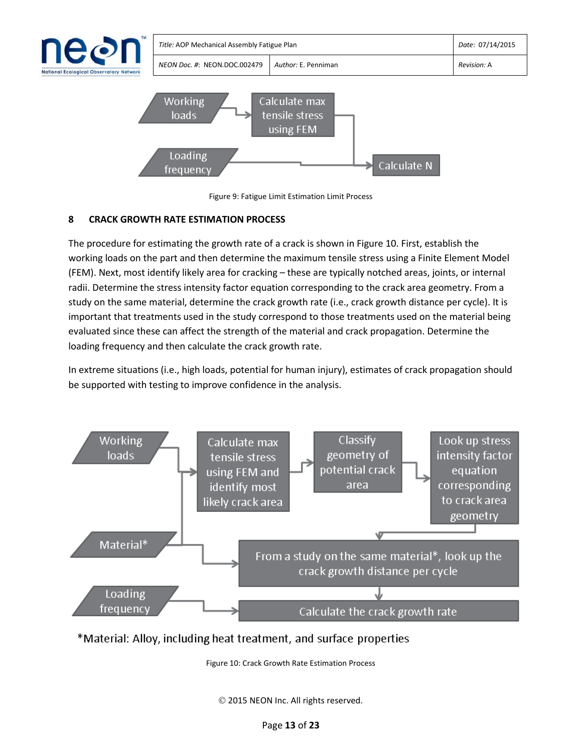Figure 9: Fatigue Limit Estimation Limit Process

## 8 CRACK GROWTH RATE ESTIMATION PROCESS

The procedure for estimating the growth rate of a crack is shown in Figure 10. First, establish the working loads on the part and then determine the maximum tensile stress using a Finite Element Model (FEM). Next, most identify likely area for cracking – these are typically notched areas, joints, or internal radii. Determine the stress intensity factor equation corresponding to the crack area geometry. From a study on the same material, determine the crack growth rate (i.e., crack growth distance per cycle). It is important that treatments used in the study correspond to those treatments used on the material being evaluated since these can affect the strength of the material and crack propagation. Determine the loading frequency and then calculate the crack growth rate.

In extreme situations (i.e., high loads, potential for human injury), estimates of crack propagation should be supported with testing to improve confidence in the analysis.

*Material: Alloy, including heat treatment, and surface properties

Figure 10: Crack Growth Rate Estimation Process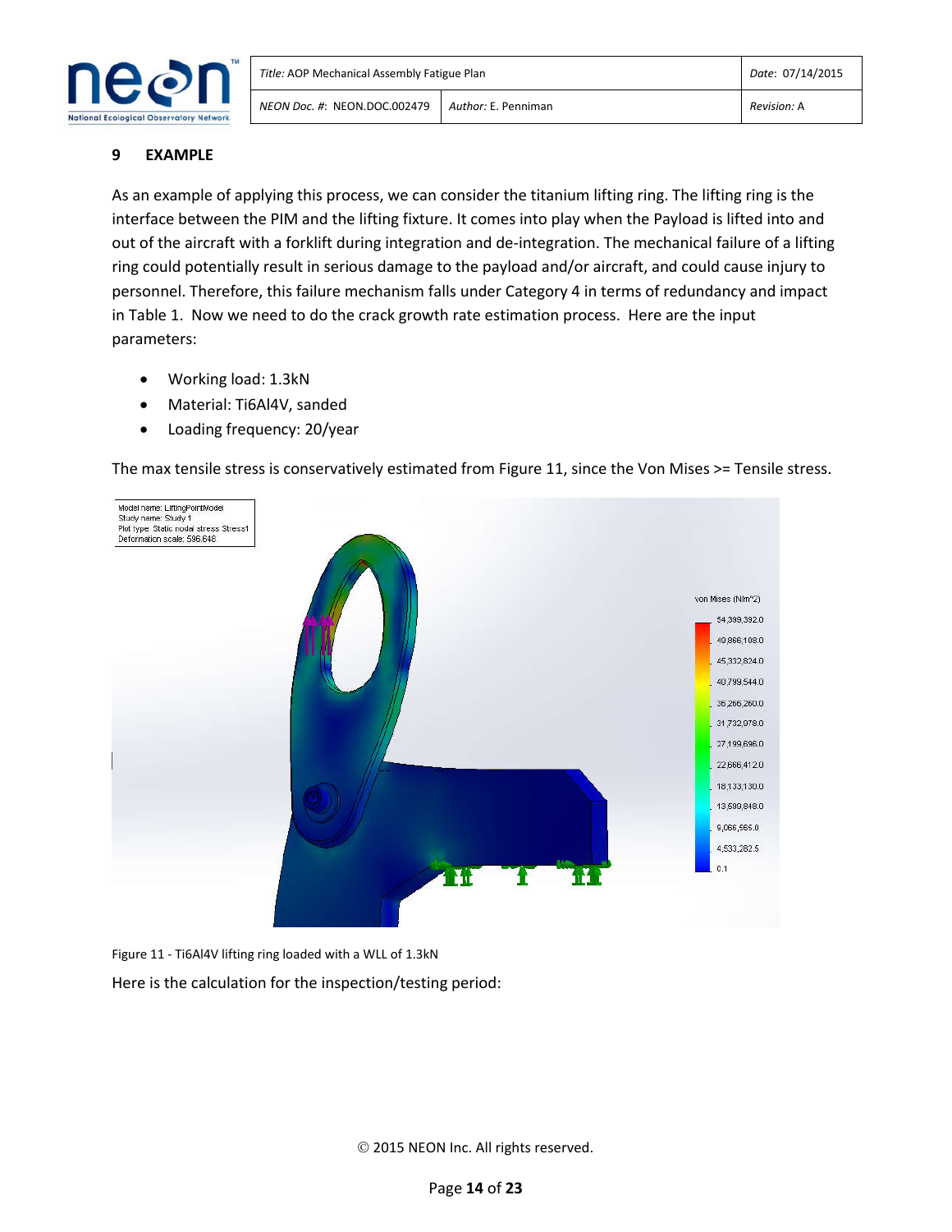## 9 EXAMPLE

As an example of applying this process, we can consider the titanium lifting ring. The lifting ring is the interface between the PIM and the lifting fixture. It comes into play when the Payload is lifted into and out of the aircraft with a forklift during integration and de-integration. The mechanical failure of a lifting ring could potentially result in serious damage to the payload and/or aircraft, and could cause injury to personnel. Therefore, this failure mechanism falls under Category 4 in terms of redundancy and impact in Table 1. Now we need to do the crack growth rate estimation process. Here are the input parameters:

- Working load: 1.3kN
- Material: Ti6Al4V, sanded
- Loading frequency: 20/year

The max tensile stress is conservatively estimated from Figure 11, since the Von Mises >= Tensile stress.

Figure 11 - Ti6Al4V lifting ring loaded with a WLL of 1.3kN

Here is the calculation for the inspection/testing period: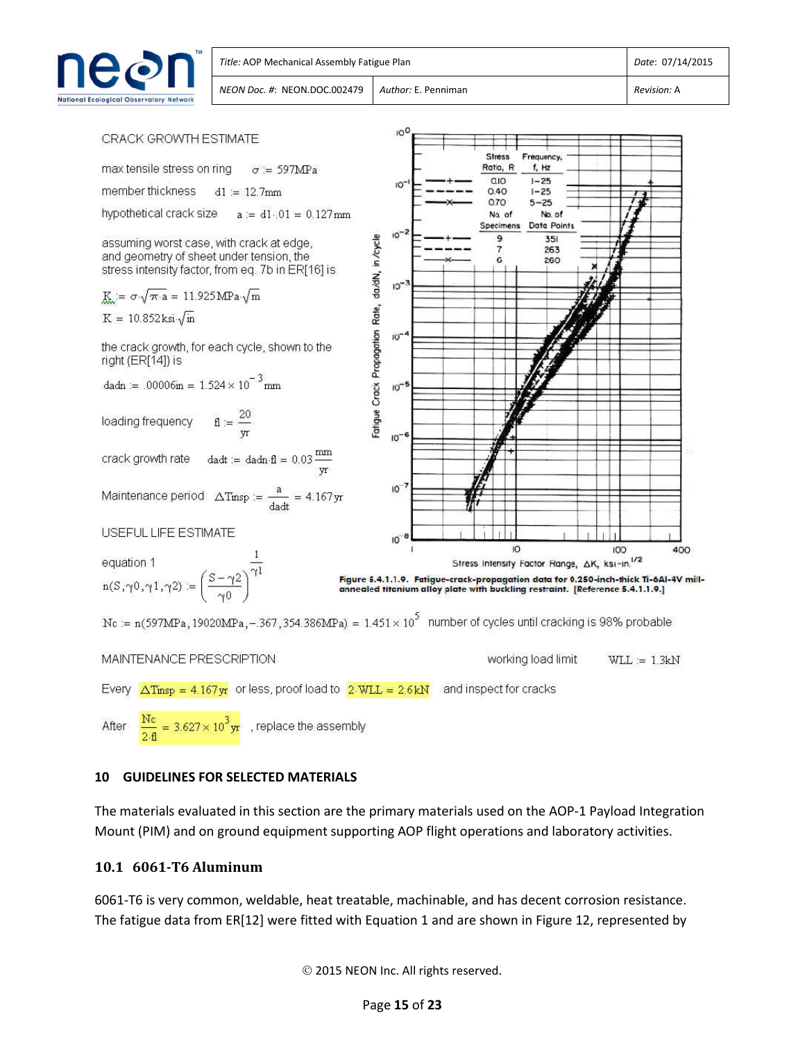CRACK GROWTH ESTIMATE

max tensile stress on ring $\sigma := 597\text{MPa}$

member thickness $d1 := 12.7\text{mm}$

hypothetical crack size $a := d1 \cdot .01 = 0.127\text{mm}$

assuming worst case, with crack at edge, and geometry of sheet under tension, the stress intensity factor, from eq. 7b in ER[16] is

$$K := \sigma \cdot \sqrt{\pi \cdot a} = 11.925\text{MPa} \cdot \sqrt{\text{m}}$$

$$K = 10.852\text{ksi} \cdot \sqrt{\text{in}}$$

the crack growth, for each cycle, shown to the right (ER[14]) is

$$dadn := .00006\text{in} = 1.524 \times 10^{-3}\text{mm}$$

loading frequency $f1 := \frac{20}{\text{yr}}$

crack growth rate $dadt := dadn \cdot f1 = 0.03\frac{\text{mm}}{\text{yr}}$

Maintenance period $\Delta Tinsp := \frac{a}{dadt} = 4.167\text{yr}$

USEFUL LIFE ESTIMATE

equation 1

$$n(S, \gamma0, \gamma1, \gamma2) := \left(\frac{S - \gamma2}{\gamma0}\right)^{\frac{1}{\gamma1}}$$

Figure 5.4.1.1.9. Fatigue-crack-propagation data for 0.250-inch-thick Ti-6Al-4V mill-annealed titanium alloy plate with buckling restraint. [Reference 5.4.1.1.9.]

$$Nc := n(597\text{MPa}, 19020\text{MPa}, -.367, 354.386\text{MPa}) = 1.451 \times 10^{5}$$ number of cycles until cracking is 98% probable

MAINTENANCE PRESCRIPTION

working load limit $WLL := 1.3\text{kN}$

Every $\Delta Tinsp = 4.167\text{yr}$ or less, proof load to $2 \cdot WLL = 2.6\text{kN}$ and inspect for cracks

After $\frac{Nc}{2 \cdot f1} = 3.627 \times 10^{3}\text{yr}$ , replace the assembly

## 10 GUIDELINES FOR SELECTED MATERIALS

The materials evaluated in this section are the primary materials used on the AOP-1 Payload Integration Mount (PIM) and on ground equipment supporting AOP flight operations and laboratory activities.

### 10.1 6061-T6 Aluminum

6061-T6 is very common, weldable, heat treatable, machinable, and has decent corrosion resistance. The fatigue data from ER[12] were fitted with Equation 1 and are shown in Figure 12, represented by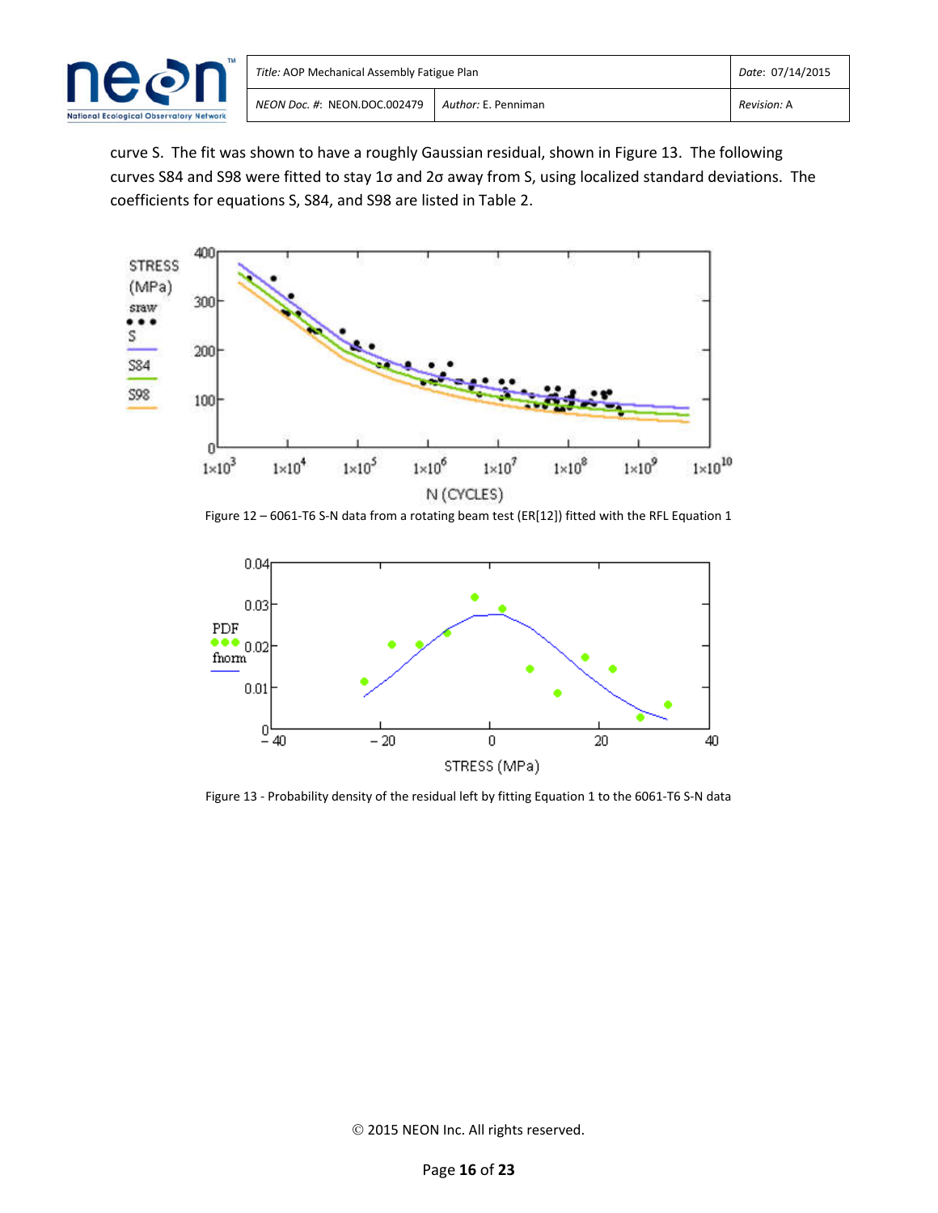curve S. The fit was shown to have a roughly Gaussian residual, shown in Figure 13. The following curves S84 and S98 were fitted to stay 1σ and 2σ away from S, using localized standard deviations. The coefficients for equations S, S84, and S98 are listed in Table 2.

Figure 12 – 6061-T6 S-N data from a rotating beam test (ER[12]) fitted with the RFL Equation 1

Figure 13 - Probability density of the residual left by fitting Equation 1 to the 6061-T6 S-N data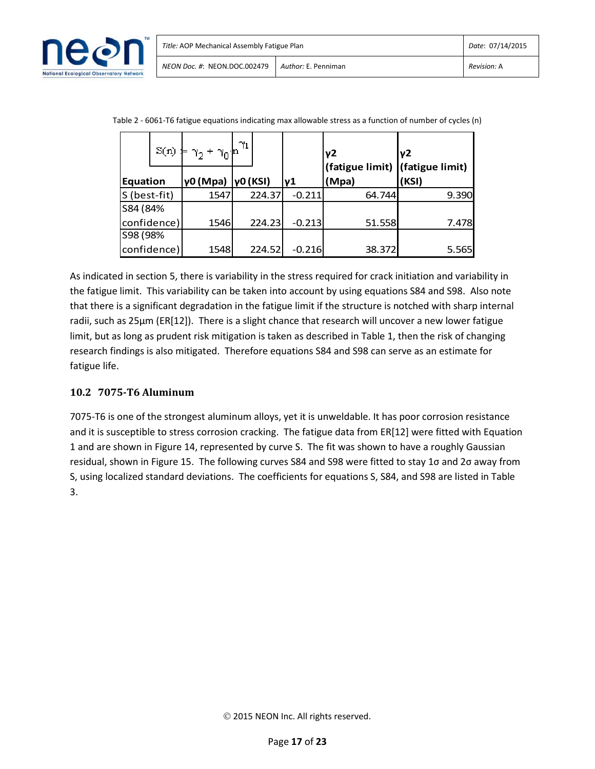Table 2 - 6061-T6 fatigue equations indicating max allowable stress as a function of number of cycles (n)

$$S(n) = \gamma_2 + \gamma_0 n^{\gamma_1}$$

| Equation | γ0 (Mpa) | γ0 (KSI) | γ1 | γ2 (fatigue limit) (Mpa) | γ2 (fatigue limit) (KSI) |
|---|---|---|---|---|---|
| S (best-fit) | 1547 | 224.37 | -0.211 | 64.744 | 9.390 |
| S84 (84% confidence) | 1546 | 224.23 | -0.213 | 51.558 | 7.478 |
| S98 (98% confidence) | 1548 | 224.52 | -0.216 | 38.372 | 5.565 |

As indicated in section 5, there is variability in the stress required for crack initiation and variability in the fatigue limit. This variability can be taken into account by using equations S84 and S98. Also note that there is a significant degradation in the fatigue limit if the structure is notched with sharp internal radii, such as 25µm (ER[12]). There is a slight chance that research will uncover a new lower fatigue limit, but as long as prudent risk mitigation is taken as described in Table 1, then the risk of changing research findings is also mitigated. Therefore equations S84 and S98 can serve as an estimate for fatigue life.

### 10.2 7075-T6 Aluminum

7075-T6 is one of the strongest aluminum alloys, yet it is unweldable. It has poor corrosion resistance and it is susceptible to stress corrosion cracking. The fatigue data from ER[12] were fitted with Equation 1 and are shown in Figure 14, represented by curve S. The fit was shown to have a roughly Gaussian residual, shown in Figure 15. The following curves S84 and S98 were fitted to stay 1σ and 2σ away from S, using localized standard deviations. The coefficients for equations S, S84, and S98 are listed in Table 3.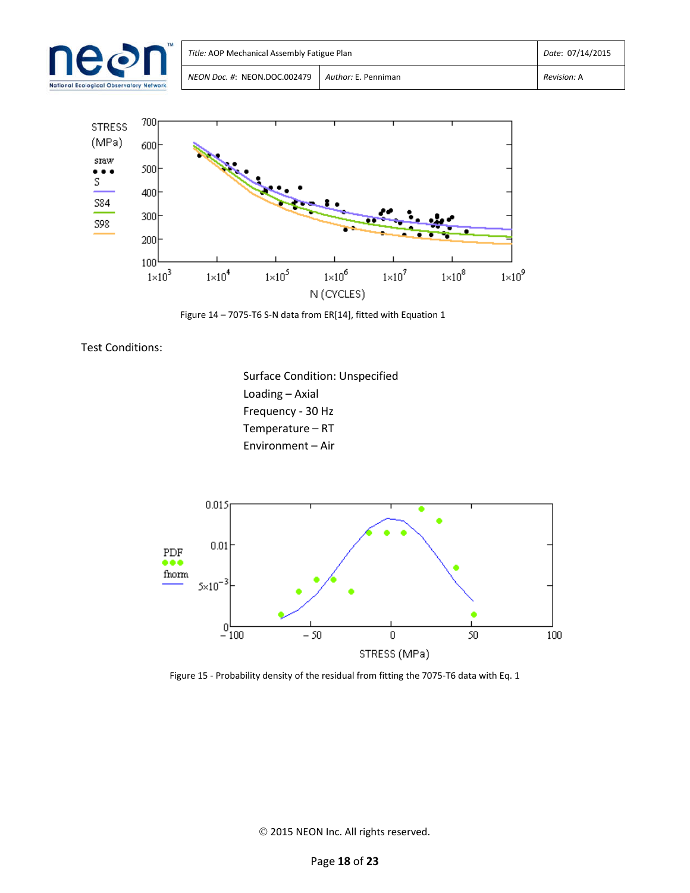Figure 14 – 7075-T6 S-N data from ER[14], fitted with Equation 1

Test Conditions:

Surface Condition: Unspecified
Loading – Axial
Frequency - 30 Hz
Temperature – RT
Environment – Air

Figure 15 - Probability density of the residual from fitting the 7075-T6 data with Eq. 1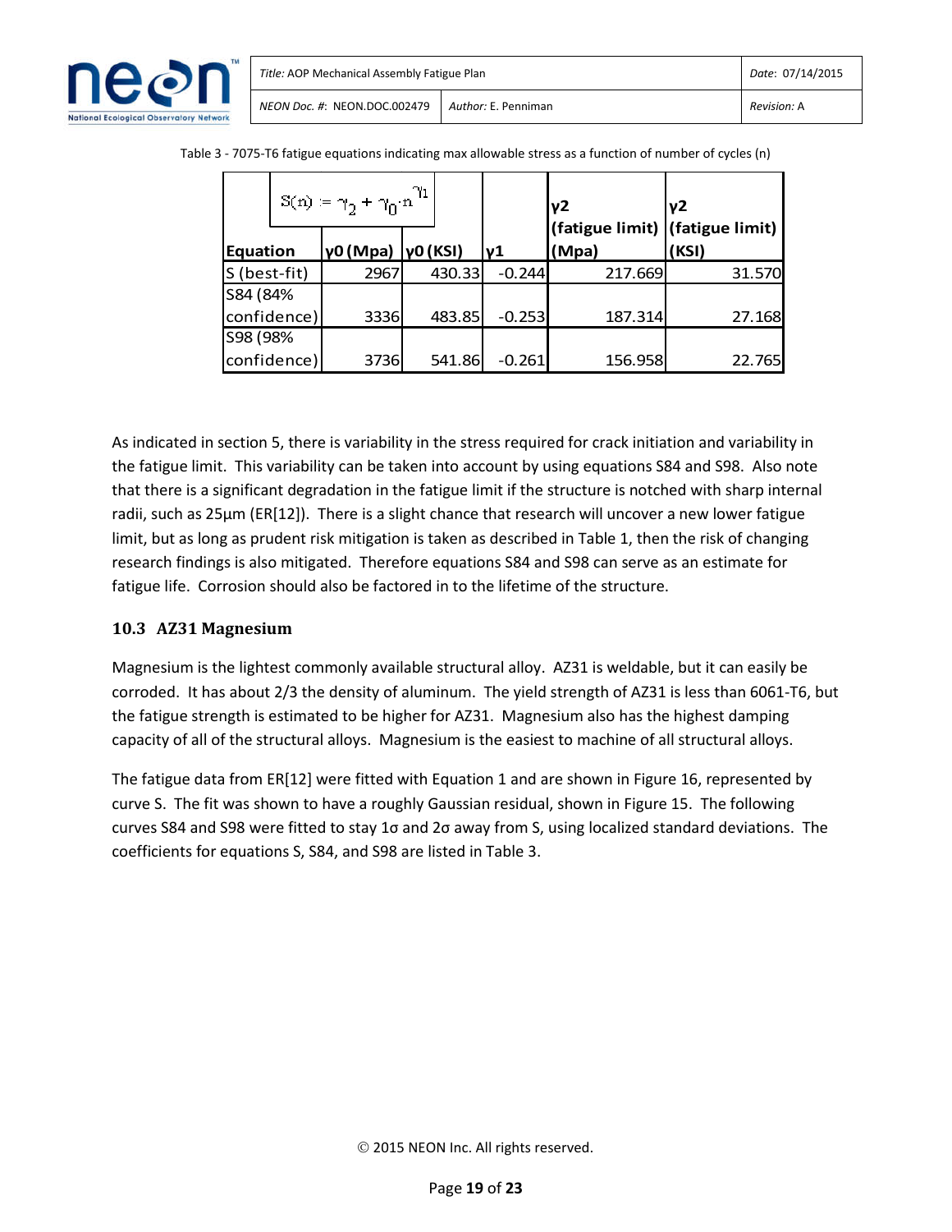Table 3 - 7075-T6 fatigue equations indicating max allowable stress as a function of number of cycles (n)

$$S(n) := \gamma_2 + \gamma_0 \cdot n^{\gamma_1}$$

| Equation | γ0 (Mpa) | γ0 (KSI) | γ1 | γ2 (fatigue limit) (Mpa) | γ2 (fatigue limit) (KSI) |
|---|---|---|---|---|---|
| S (best-fit) | 2967 | 430.33 | -0.244 | 217.669 | 31.570 |
| S84 (84% confidence) | 3336 | 483.85 | -0.253 | 187.314 | 27.168 |
| S98 (98% confidence) | 3736 | 541.86 | -0.261 | 156.958 | 22.765 |

As indicated in section 5, there is variability in the stress required for crack initiation and variability in the fatigue limit. This variability can be taken into account by using equations S84 and S98. Also note that there is a significant degradation in the fatigue limit if the structure is notched with sharp internal radii, such as 25µm (ER[12]). There is a slight chance that research will uncover a new lower fatigue limit, but as long as prudent risk mitigation is taken as described in Table 1, then the risk of changing research findings is also mitigated. Therefore equations S84 and S98 can serve as an estimate for fatigue life. Corrosion should also be factored in to the lifetime of the structure.

### 10.3 AZ31 Magnesium

Magnesium is the lightest commonly available structural alloy. AZ31 is weldable, but it can easily be corroded. It has about 2/3 the density of aluminum. The yield strength of AZ31 is less than 6061-T6, but the fatigue strength is estimated to be higher for AZ31. Magnesium also has the highest damping capacity of all of the structural alloys. Magnesium is the easiest to machine of all structural alloys.

The fatigue data from ER[12] were fitted with Equation 1 and are shown in Figure 16, represented by curve S. The fit was shown to have a roughly Gaussian residual, shown in Figure 15. The following curves S84 and S98 were fitted to stay 1σ and 2σ away from S, using localized standard deviations. The coefficients for equations S, S84, and S98 are listed in Table 3.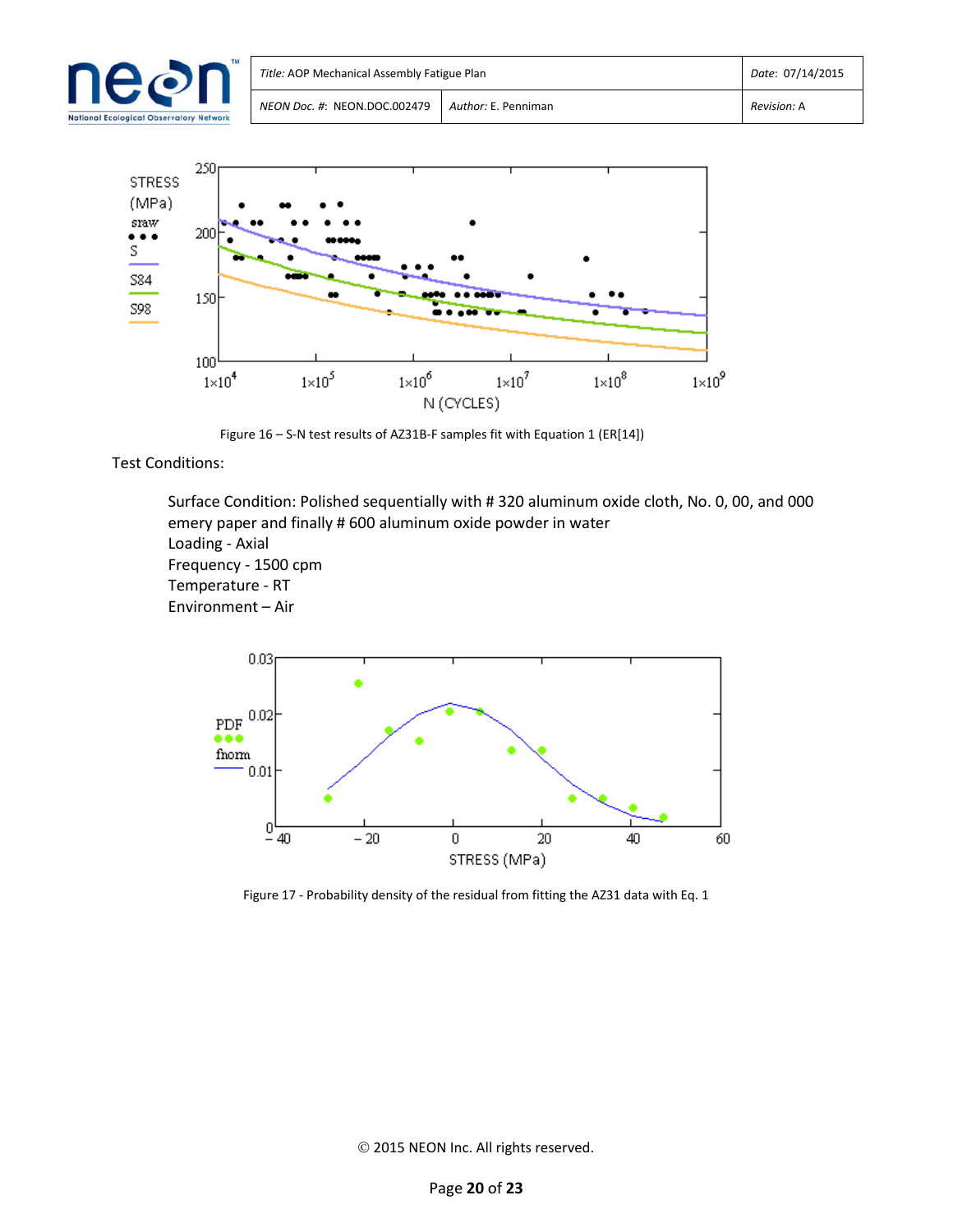Figure 16 – S-N test results of AZ31B-F samples fit with Equation 1 (ER[14])

Test Conditions:

Surface Condition: Polished sequentially with # 320 aluminum oxide cloth, No. 0, 00, and 000 emery paper and finally # 600 aluminum oxide powder in water  
Loading - Axial  
Frequency - 1500 cpm  
Temperature - RT  
Environment – Air

Figure 17 - Probability density of the residual from fitting the AZ31 data with Eq. 1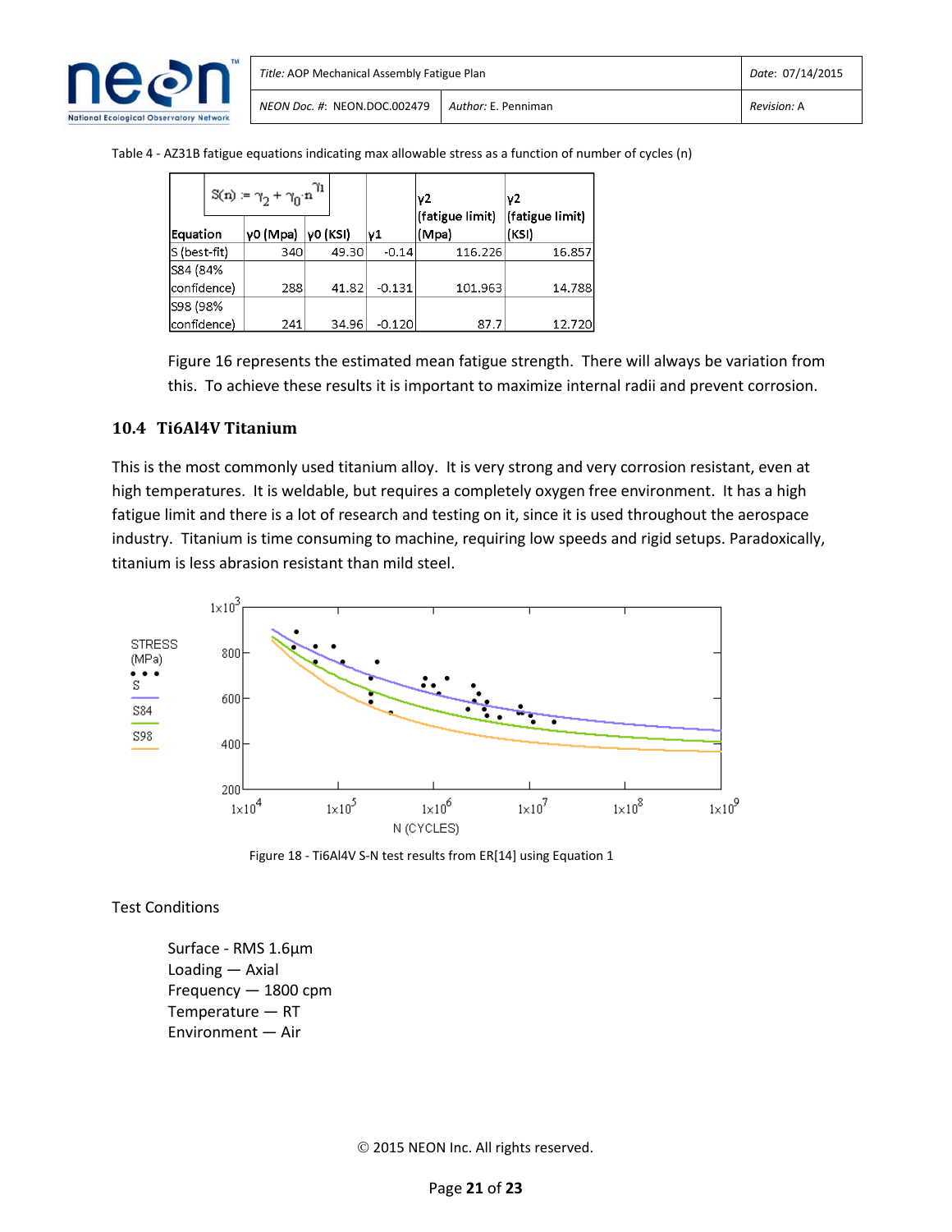Table 4 - AZ31B fatigue equations indicating max allowable stress as a function of number of cycles (n)

| $S(n) := \gamma_2 + \gamma_0 \cdot n^{\gamma_1}$ Equation | γ0 (Mpa) | γ0 (KSI) | γ1 | γ2 (fatigue limit) (Mpa) | γ2 (fatigue limit) (KSI) |
|---|---|---|---|---|---|
| S (best-fit) | 340 | 49.30 | -0.14 | 116.226 | 16.857 |
| S84 (84% confidence) | 288 | 41.82 | -0.131 | 101.963 | 14.788 |
| S98 (98% confidence) | 241 | 34.96 | -0.120 | 87.7 | 12.720 |

Figure 16 represents the estimated mean fatigue strength. There will always be variation from this. To achieve these results it is important to maximize internal radii and prevent corrosion.

### 10.4 Ti6Al4V Titanium

This is the most commonly used titanium alloy. It is very strong and very corrosion resistant, even at high temperatures. It is weldable, but requires a completely oxygen free environment. It has a high fatigue limit and there is a lot of research and testing on it, since it is used throughout the aerospace industry. Titanium is time consuming to machine, requiring low speeds and rigid setups. Paradoxically, titanium is less abrasion resistant than mild steel.

Figure 18 - Ti6Al4V S-N test results from ER[14] using Equation 1

Test Conditions

Surface - RMS 1.6µm
Loading — Axial
Frequency — 1800 cpm
Temperature — RT
Environment — Air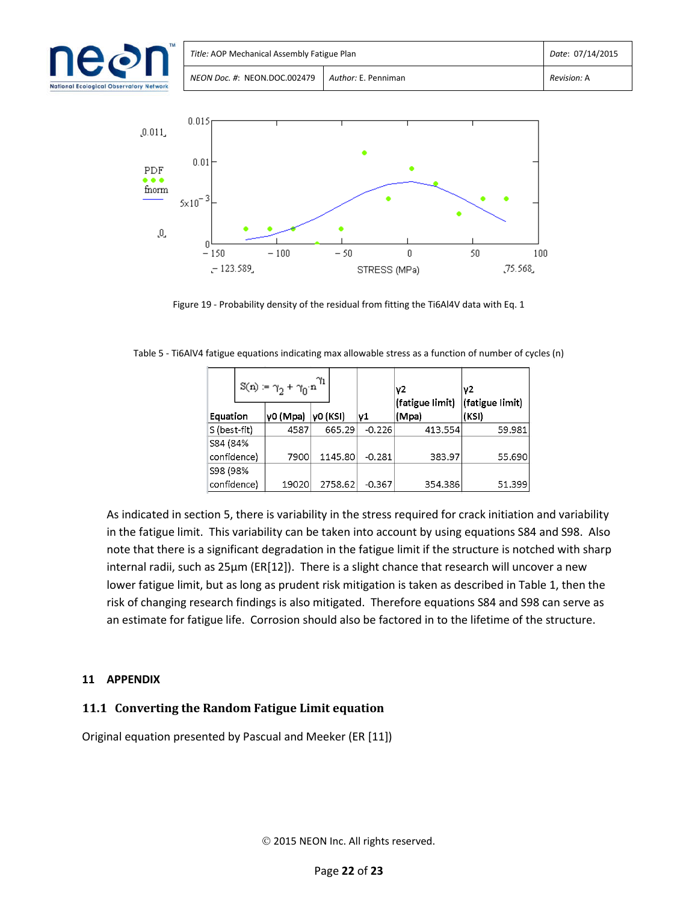Figure 19 - Probability density of the residual from fitting the Ti6Al4V data with Eq. 1

Table 5 - Ti6AlV4 fatigue equations indicating max allowable stress as a function of number of cycles (n)

$$S(n) := \gamma_2 + \gamma_0 \cdot n^{\gamma_1}$$

| Equation | γ0 (Mpa) | γ0 (KSI) | γ1 | γ2 (fatigue limit) (Mpa) | γ2 (fatigue limit) (KSI) |
|---|---|---|---|---|---|
| S (best-fit) | 4587 | 665.29 | -0.226 | 413.554 | 59.981 |
| S84 (84% confidence) | 7900 | 1145.80 | -0.281 | 383.97 | 55.690 |
| S98 (98% confidence) | 19020 | 2758.62 | -0.367 | 354.386 | 51.399 |

As indicated in section 5, there is variability in the stress required for crack initiation and variability in the fatigue limit. This variability can be taken into account by using equations S84 and S98. Also note that there is a significant degradation in the fatigue limit if the structure is notched with sharp internal radii, such as 25µm (ER[12]). There is a slight chance that research will uncover a new lower fatigue limit, but as long as prudent risk mitigation is taken as described in Table 1, then the risk of changing research findings is also mitigated. Therefore equations S84 and S98 can serve as an estimate for fatigue life. Corrosion should also be factored in to the lifetime of the structure.

# 11 APPENDIX

## 11.1 Converting the Random Fatigue Limit equation

Original equation presented by Pascual and Meeker (ER [11])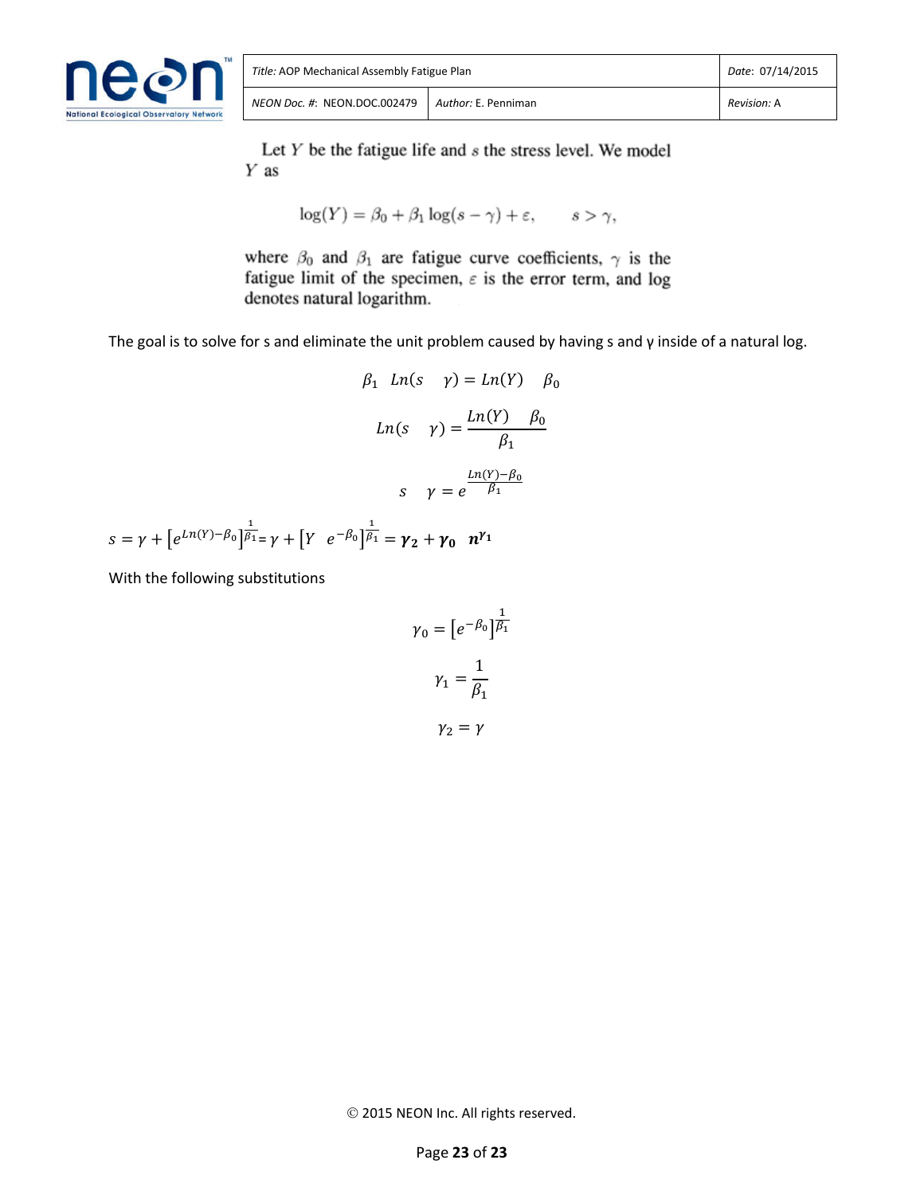Let $Y$ be the fatigue life and $s$ the stress level. We model $Y$ as

$$\log(Y) = \beta_0 + \beta_1 \log(s - \gamma) + \varepsilon, \qquad s > \gamma,$$

where $\beta_0$ and $\beta_1$ are fatigue curve coefficients, $\gamma$ is the fatigue limit of the specimen, $\varepsilon$ is the error term, and log denotes natural logarithm.

The goal is to solve for s and eliminate the unit problem caused by having s and γ inside of a natural log.

$$\beta_1 \;\; Ln(s \quad \gamma) = Ln(Y) \quad \beta_0$$

$$Ln(s \quad \gamma) = \frac{Ln(Y) \quad \beta_0}{\beta_1}$$

$$s \quad \gamma = e^{\frac{Ln(Y)-\beta_0}{\beta_1}}$$

$$s = \gamma + \left[e^{Ln(Y)-\beta_0}\right]^{\frac{1}{\beta_1}} = \gamma + \left[Y \quad e^{-\beta_0}\right]^{\frac{1}{\beta_1}} = \boldsymbol{\gamma_2} + \boldsymbol{\gamma_0} \quad \boldsymbol{n^{\gamma_1}}$$

With the following substitutions

$$\gamma_0 = \left[e^{-\beta_0}\right]^{\frac{1}{\beta_1}}$$

$$\gamma_1 = \frac{1}{\beta_1}$$

$$\gamma_2 = \gamma$$

© 2015 NEON Inc. All rights reserved.